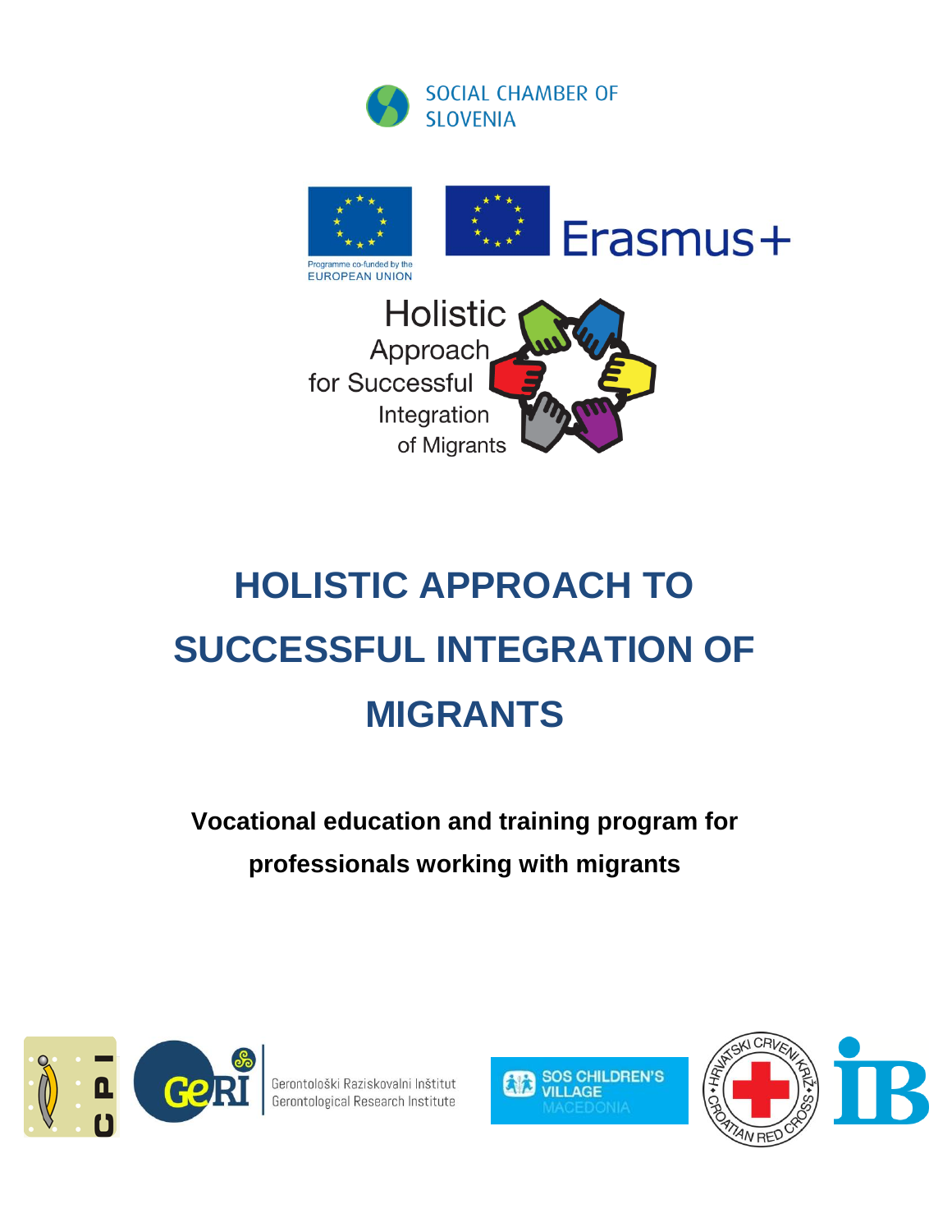SOCIAL CHAMBER OF SLOVENIA

Programme co-funded by the EUROPEAN UNION

Erasmus+

Holistic Approach for Successful Integration of Migrants

# HOLISTIC APPROACH TO SUCCESSFUL INTEGRATION OF MIGRANTS

**Vocational education and training program for professionals working with migrants**

CPI

GeRI Gerontološki Raziskovalni Inštitut Gerontological Research Institute

SOS CHILDREN'S VILLAGE MACEDONIA

HRVATSKI CRVENI KRIŽ CROATIAN RED CROSS

IB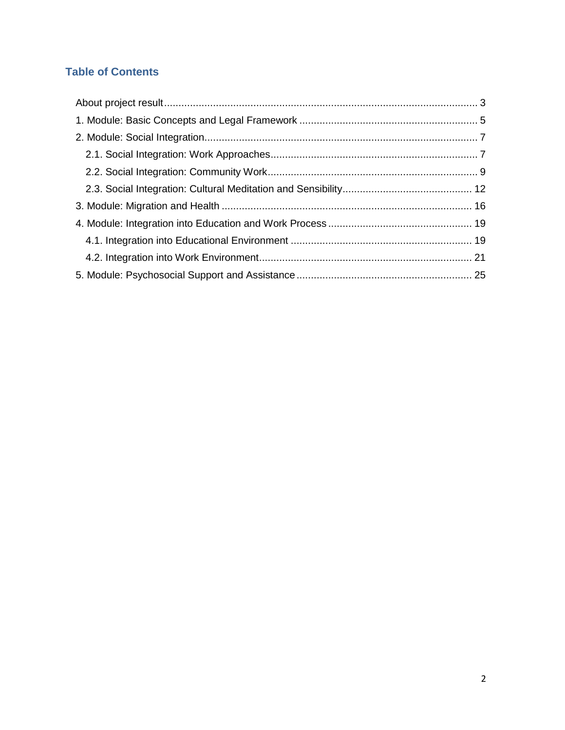## Table of Contents

About project result ........................................................................................................ 3

1. Module: Basic Concepts and Legal Framework ........................................................... 5

2. Module: Social Integration............................................................................................ 7

   2.1. Social Integration: Work Approaches...................................................................... 7

   2.2. Social Integration: Community Work........................................................................ 9

   2.3. Social Integration: Cultural Meditation and Sensibility............................................ 12

3. Module: Migration and Health ..................................................................................... 16

4. Module: Integration into Education and Work Process ................................................ 19

   4.1. Integration into Educational Environment .............................................................. 19

   4.2. Integration into Work Environment......................................................................... 21

5. Module: Psychosocial Support and Assistance ........................................................... 25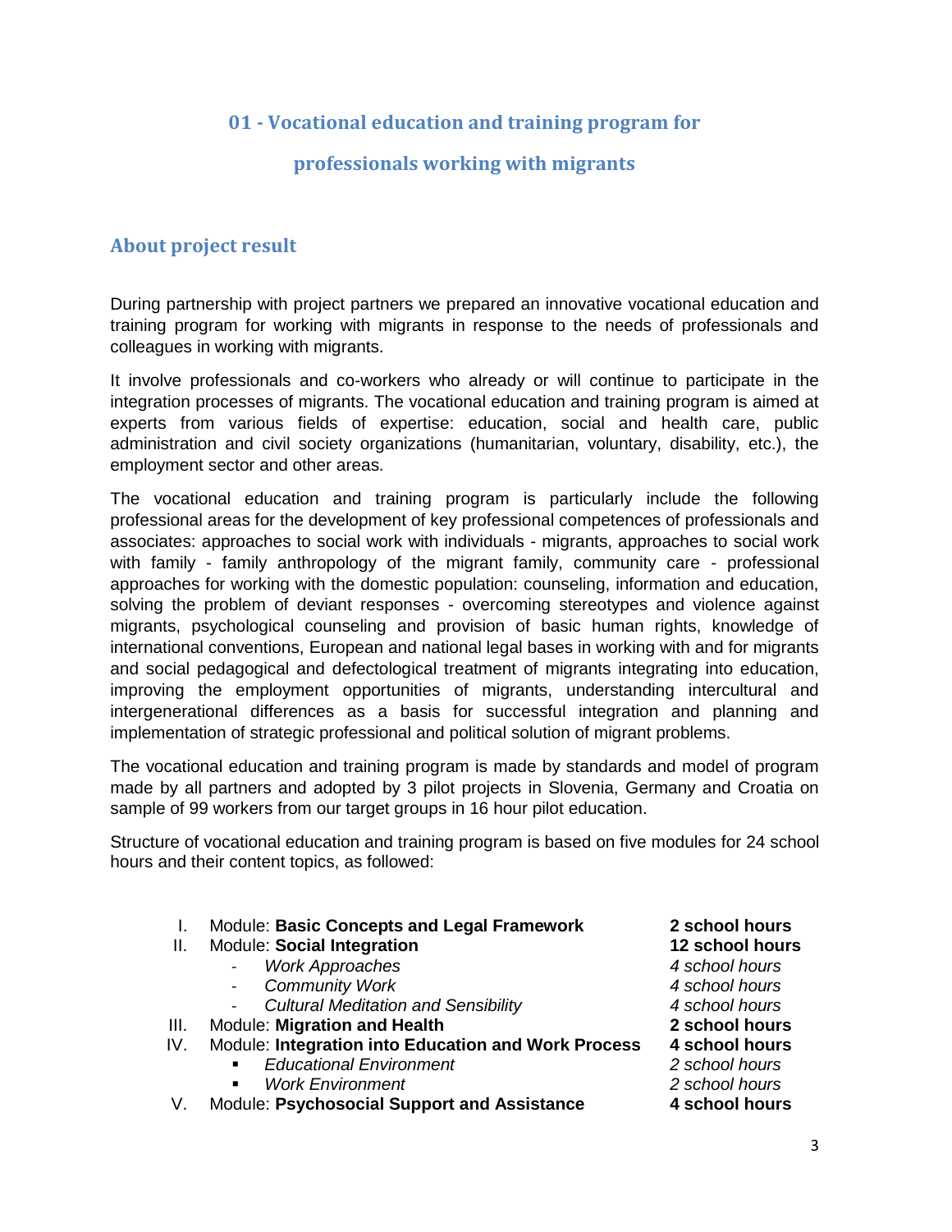# 01 - Vocational education and training program for professionals working with migrants

## About project result

During partnership with project partners we prepared an innovative vocational education and training program for working with migrants in response to the needs of professionals and colleagues in working with migrants.

It involve professionals and co-workers who already or will continue to participate in the integration processes of migrants. The vocational education and training program is aimed at experts from various fields of expertise: education, social and health care, public administration and civil society organizations (humanitarian, voluntary, disability, etc.), the employment sector and other areas.

The vocational education and training program is particularly include the following professional areas for the development of key professional competences of professionals and associates: approaches to social work with individuals - migrants, approaches to social work with family - family anthropology of the migrant family, community care - professional approaches for working with the domestic population: counseling, information and education, solving the problem of deviant responses - overcoming stereotypes and violence against migrants, psychological counseling and provision of basic human rights, knowledge of international conventions, European and national legal bases in working with and for migrants and social pedagogical and defectological treatment of migrants integrating into education, improving the employment opportunities of migrants, understanding intercultural and intergenerational differences as a basis for successful integration and planning and implementation of strategic professional and political solution of migrant problems.

The vocational education and training program is made by standards and model of program made by all partners and adopted by 3 pilot projects in Slovenia, Germany and Croatia on sample of 99 workers from our target groups in 16 hour pilot education.

Structure of vocational education and training program is based on five modules for 24 school hours and their content topics, as followed:

I. Module: **Basic Concepts and Legal Framework** — **2 school hours**

II. Module: **Social Integration** — **12 school hours**
- *Work Approaches* — *4 school hours*
- *Community Work* — *4 school hours*
- *Cultural Meditation and Sensibility* — *4 school hours*

III. Module: **Migration and Health** — **2 school hours**

IV. Module: **Integration into Education and Work Process** — **4 school hours**
- *Educational Environment* — *2 school hours*
- *Work Environment* — *2 school hours*

V. Module: **Psychosocial Support and Assistance** — **4 school hours**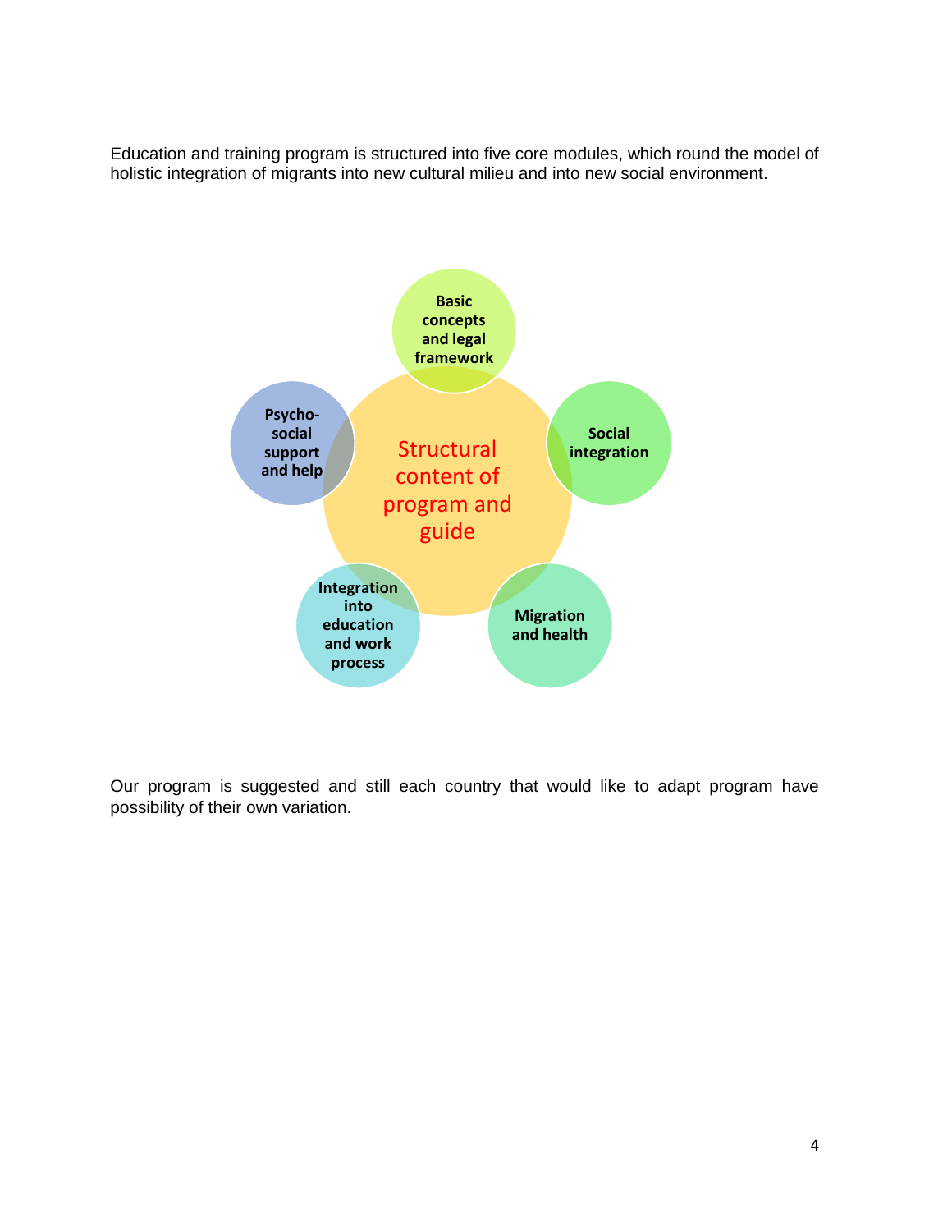Education and training program is structured into five core modules, which round the model of holistic integration of migrants into new cultural milieu and into new social environment.

Structural content of program and guide

- Basic concepts and legal framework
- Social integration
- Migration and health
- Integration into education and work process
- Psycho-social support and help

Our program is suggested and still each country that would like to adapt program have possibility of their own variation.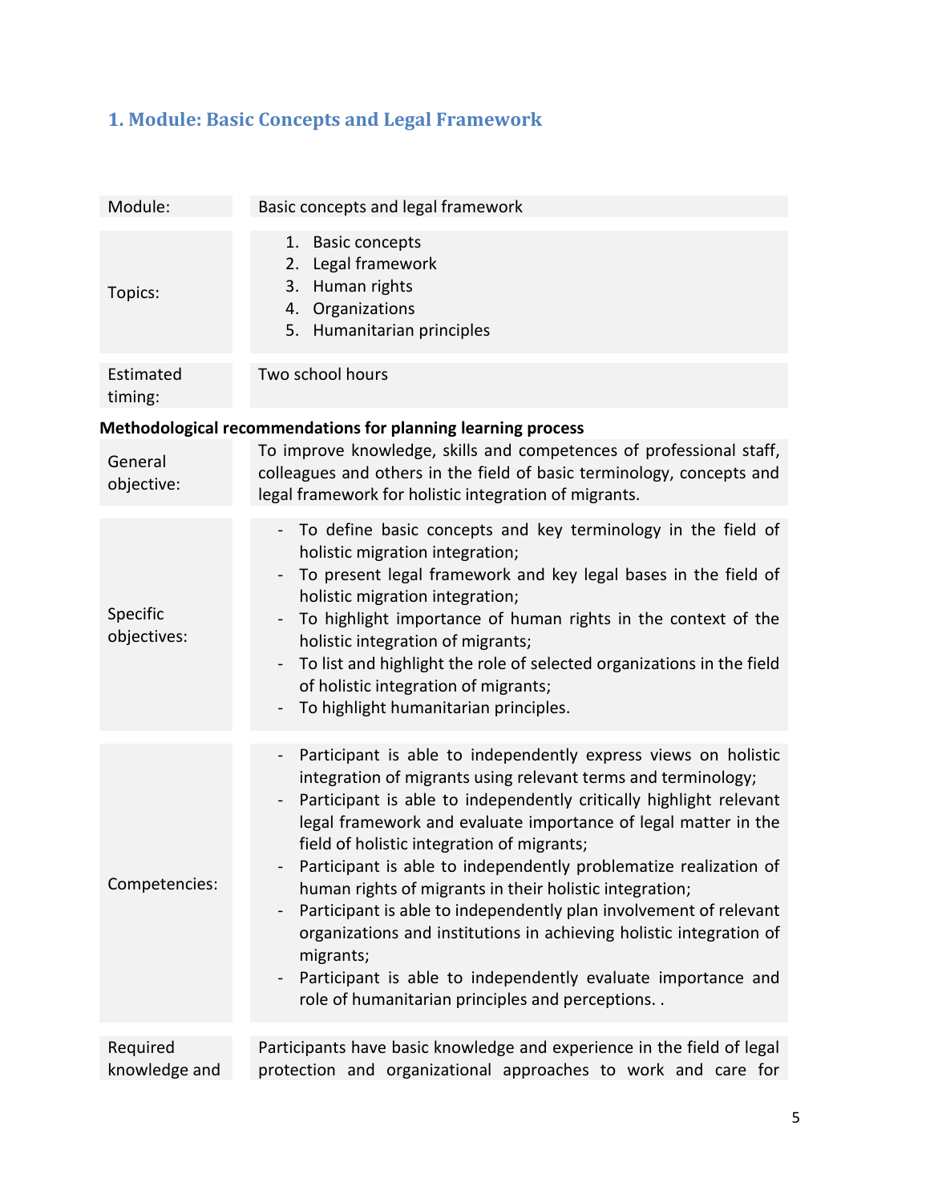## 1. Module: Basic Concepts and Legal Framework

| Module: | Basic concepts and legal framework |
|---|---|
| Topics: | 1. Basic concepts<br>2. Legal framework<br>3. Human rights<br>4. Organizations<br>5. Humanitarian principles |
| Estimated timing: | Two school hours |

**Methodological recommendations for planning learning process**

| General objective: | To improve knowledge, skills and competences of professional staff, colleagues and others in the field of basic terminology, concepts and legal framework for holistic integration of migrants. |
|---|---|
| Specific objectives: | - To define basic concepts and key terminology in the field of holistic migration integration;<br>- To present legal framework and key legal bases in the field of holistic migration integration;<br>- To highlight importance of human rights in the context of the holistic integration of migrants;<br>- To list and highlight the role of selected organizations in the field of holistic integration of migrants;<br>- To highlight humanitarian principles. |
| Competencies: | - Participant is able to independently express views on holistic integration of migrants using relevant terms and terminology;<br>- Participant is able to independently critically highlight relevant legal framework and evaluate importance of legal matter in the field of holistic integration of migrants;<br>- Participant is able to independently problematize realization of human rights of migrants in their holistic integration;<br>- Participant is able to independently plan involvement of relevant organizations and institutions in achieving holistic integration of migrants;<br>- Participant is able to independently evaluate importance and role of humanitarian principles and perceptions. . |
| Required knowledge and | Participants have basic knowledge and experience in the field of legal protection and organizational approaches to work and care for |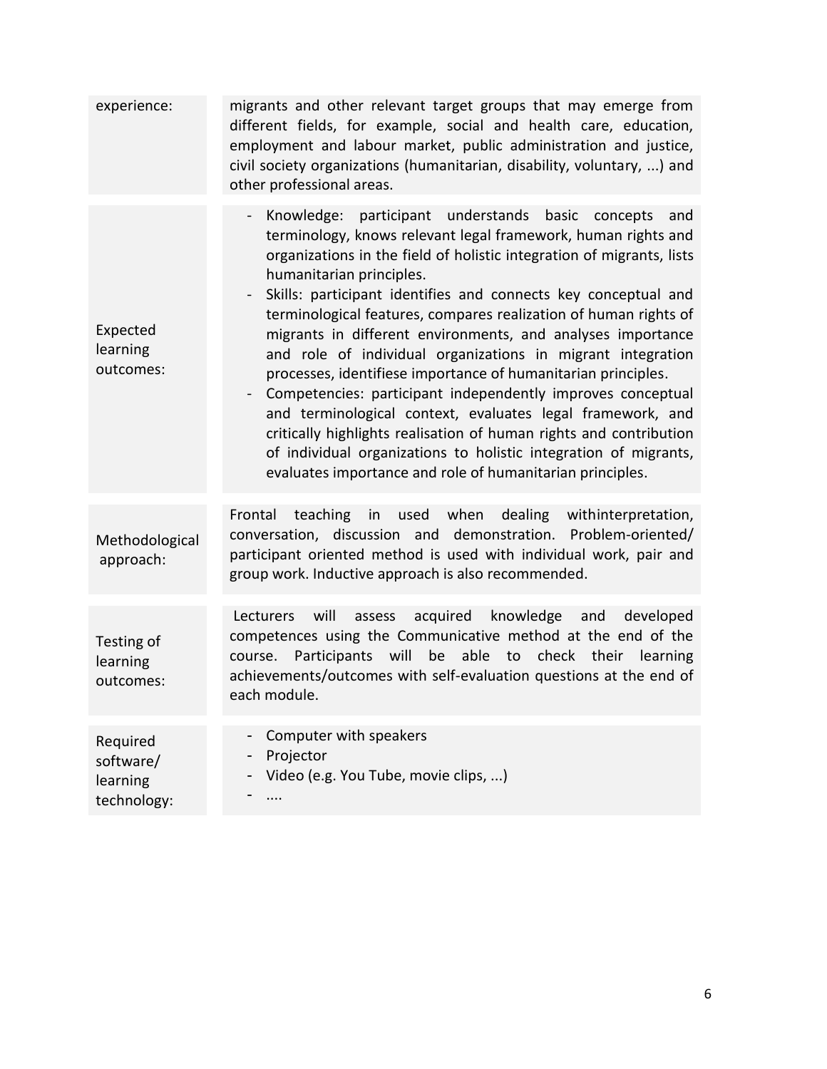| experience: | migrants and other relevant target groups that may emerge from different fields, for example, social and health care, education, employment and labour market, public administration and justice, civil society organizations (humanitarian, disability, voluntary, ...) and other professional areas. |
|---|---|
| Expected learning outcomes: | - Knowledge: participant understands basic concepts and terminology, knows relevant legal framework, human rights and organizations in the field of holistic integration of migrants, lists humanitarian principles.<br>- Skills: participant identifies and connects key conceptual and terminological features, compares realization of human rights of migrants in different environments, and analyses importance and role of individual organizations in migrant integration processes, identifiese importance of humanitarian principles.<br>- Competencies: participant independently improves conceptual and terminological context, evaluates legal framework, and critically highlights realisation of human rights and contribution of individual organizations to holistic integration of migrants, evaluates importance and role of humanitarian principles. |
| Methodological approach: | Frontal teaching in used when dealing withinterpretation, conversation, discussion and demonstration. Problem-oriented/ participant oriented method is used with individual work, pair and group work. Inductive approach is also recommended. |
| Testing of learning outcomes: | Lecturers will assess acquired knowledge and developed competences using the Communicative method at the end of the course. Participants will be able to check their learning achievements/outcomes with self-evaluation questions at the end of each module. |
| Required software/ learning technology: | - Computer with speakers<br>- Projector<br>- Video (e.g. You Tube, movie clips, ...)<br>- .... |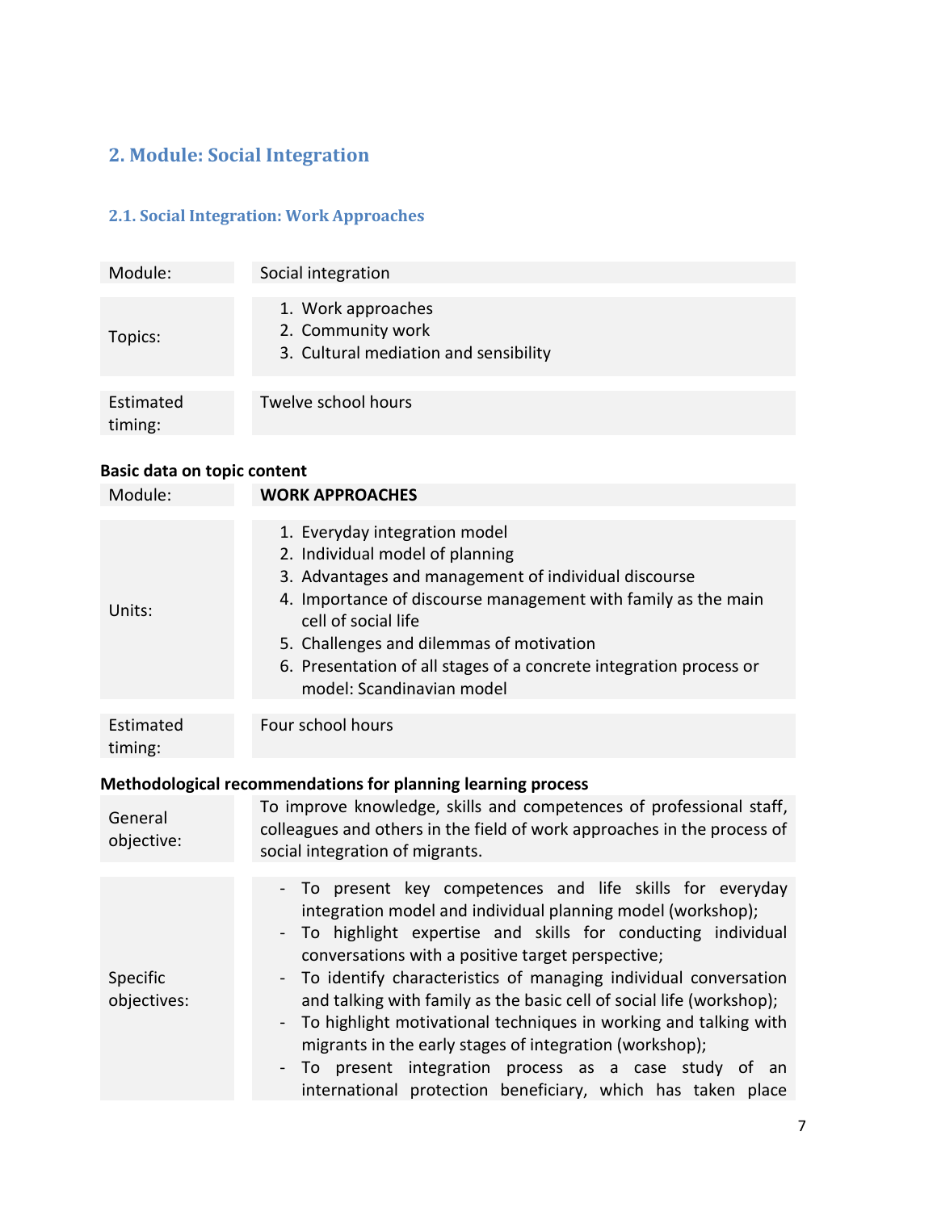## 2. Module: Social Integration

### 2.1. Social Integration: Work Approaches

| Module: | Social integration |
|---|---|
| Topics: | 1. Work approaches<br>2. Community work<br>3. Cultural mediation and sensibility |
| Estimated timing: | Twelve school hours |

**Basic data on topic content**

| Module: | **WORK APPROACHES** |
|---|---|
| Units: | 1. Everyday integration model<br>2. Individual model of planning<br>3. Advantages and management of individual discourse<br>4. Importance of discourse management with family as the main cell of social life<br>5. Challenges and dilemmas of motivation<br>6. Presentation of all stages of a concrete integration process or model: Scandinavian model |
| Estimated timing: | Four school hours |

**Methodological recommendations for planning learning process**

| General objective: | To improve knowledge, skills and competences of professional staff, colleagues and others in the field of work approaches in the process of social integration of migrants. |
|---|---|
| Specific objectives: | - To present key competences and life skills for everyday integration model and individual planning model (workshop);<br>- To highlight expertise and skills for conducting individual conversations with a positive target perspective;<br>- To identify characteristics of managing individual conversation and talking with family as the basic cell of social life (workshop);<br>- To highlight motivational techniques in working and talking with migrants in the early stages of integration (workshop);<br>- To present integration process as a case study of an international protection beneficiary, which has taken place |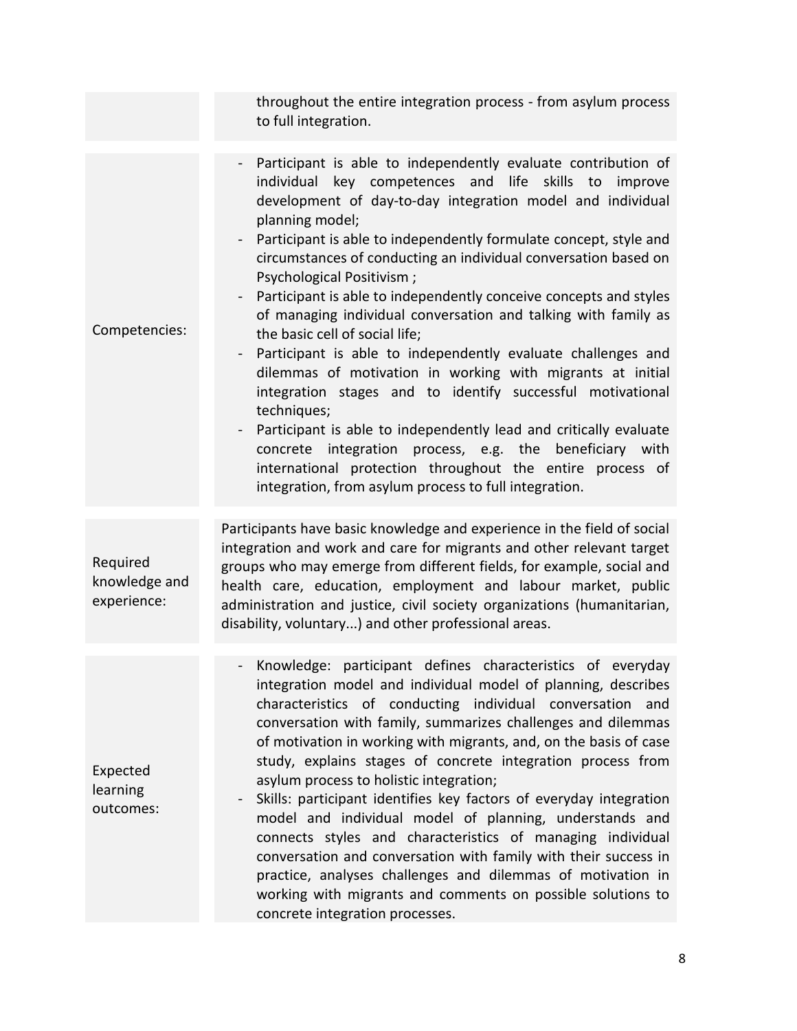| | |
|---|---|
| | throughout the entire integration process - from asylum process to full integration. |
| Competencies: | - Participant is able to independently evaluate contribution of individual key competences and life skills to improve development of day-to-day integration model and individual planning model;<br>- Participant is able to independently formulate concept, style and circumstances of conducting an individual conversation based on Psychological Positivism ;<br>- Participant is able to independently conceive concepts and styles of managing individual conversation and talking with family as the basic cell of social life;<br>- Participant is able to independently evaluate challenges and dilemmas of motivation in working with migrants at initial integration stages and to identify successful motivational techniques;<br>- Participant is able to independently lead and critically evaluate concrete integration process, e.g. the beneficiary with international protection throughout the entire process of integration, from asylum process to full integration. |
| Required knowledge and experience: | Participants have basic knowledge and experience in the field of social integration and work and care for migrants and other relevant target groups who may emerge from different fields, for example, social and health care, education, employment and labour market, public administration and justice, civil society organizations (humanitarian, disability, voluntary...) and other professional areas. |
| Expected learning outcomes: | - Knowledge: participant defines characteristics of everyday integration model and individual model of planning, describes characteristics of conducting individual conversation and conversation with family, summarizes challenges and dilemmas of motivation in working with migrants, and, on the basis of case study, explains stages of concrete integration process from asylum process to holistic integration;<br>- Skills: participant identifies key factors of everyday integration model and individual model of planning, understands and connects styles and characteristics of managing individual conversation and conversation with family with their success in practice, analyses challenges and dilemmas of motivation in working with migrants and comments on possible solutions to concrete integration processes. |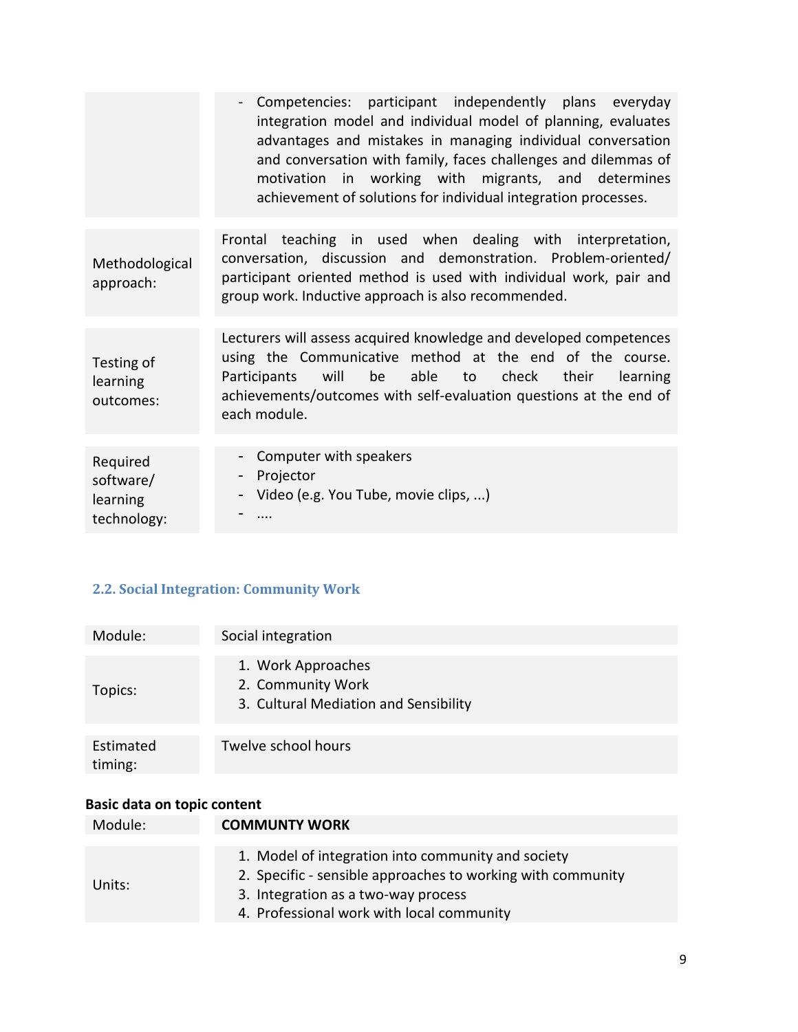| | |
|---|---|
| | - Competencies: participant independently plans everyday integration model and individual model of planning, evaluates advantages and mistakes in managing individual conversation and conversation with family, faces challenges and dilemmas of motivation in working with migrants, and determines achievement of solutions for individual integration processes. |
| Methodological approach: | Frontal teaching in used when dealing with interpretation, conversation, discussion and demonstration. Problem-oriented/ participant oriented method is used with individual work, pair and group work. Inductive approach is also recommended. |
| Testing of learning outcomes: | Lecturers will assess acquired knowledge and developed competences using the Communicative method at the end of the course. Participants will be able to check their learning achievements/outcomes with self-evaluation questions at the end of each module. |
| Required software/ learning technology: | - Computer with speakers<br>- Projector<br>- Video (e.g. You Tube, movie clips, ...)<br>- .... |

### 2.2. Social Integration: Community Work

| | |
|---|---|
| Module: | Social integration |
| Topics: | 1. Work Approaches<br>2. Community Work<br>3. Cultural Mediation and Sensibility |
| Estimated timing: | Twelve school hours |

**Basic data on topic content**

| | |
|---|---|
| Module: | **COMMUNTY WORK** |
| Units: | 1. Model of integration into community and society<br>2. Specific - sensible approaches to working with community<br>3. Integration as a two-way process<br>4. Professional work with local community |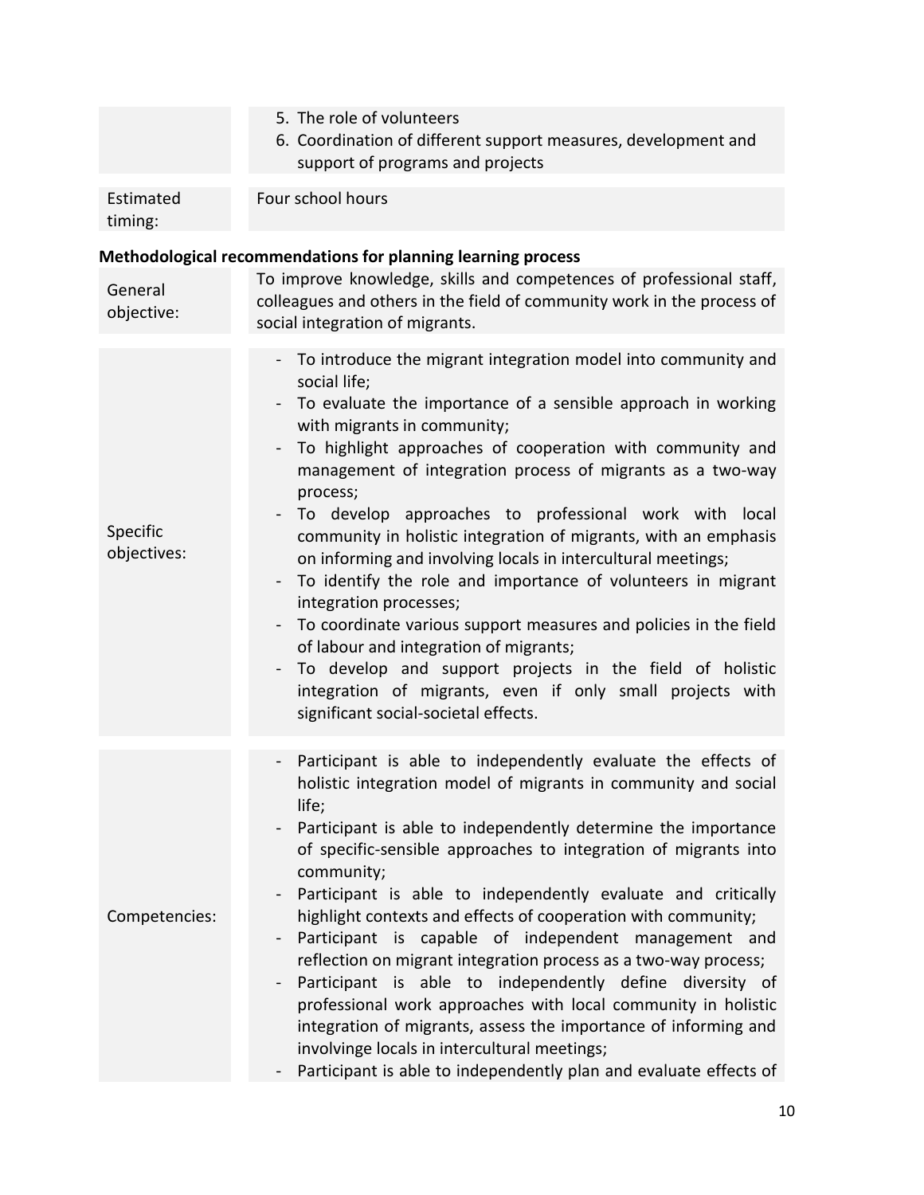| | 5. The role of volunteers<br>6. Coordination of different support measures, development and support of programs and projects |
|---|---|
| Estimated timing: | Four school hours |

**Methodological recommendations for planning learning process**

| | |
|---|---|
| General objective: | To improve knowledge, skills and competences of professional staff, colleagues and others in the field of community work in the process of social integration of migrants. |
| Specific objectives: | - To introduce the migrant integration model into community and social life;<br>- To evaluate the importance of a sensible approach in working with migrants in community;<br>- To highlight approaches of cooperation with community and management of integration process of migrants as a two-way process;<br>- To develop approaches to professional work with local community in holistic integration of migrants, with an emphasis on informing and involving locals in intercultural meetings;<br>- To identify the role and importance of volunteers in migrant integration processes;<br>- To coordinate various support measures and policies in the field of labour and integration of migrants;<br>- To develop and support projects in the field of holistic integration of migrants, even if only small projects with significant social-societal effects. |
| Competencies: | - Participant is able to independently evaluate the effects of holistic integration model of migrants in community and social life;<br>- Participant is able to independently determine the importance of specific-sensible approaches to integration of migrants into community;<br>- Participant is able to independently evaluate and critically highlight contexts and effects of cooperation with community;<br>- Participant is capable of independent management and reflection on migrant integration process as a two-way process;<br>- Participant is able to independently define diversity of professional work approaches with local community in holistic integration of migrants, assess the importance of informing and involvinge locals in intercultural meetings;<br>- Participant is able to independently plan and evaluate effects of |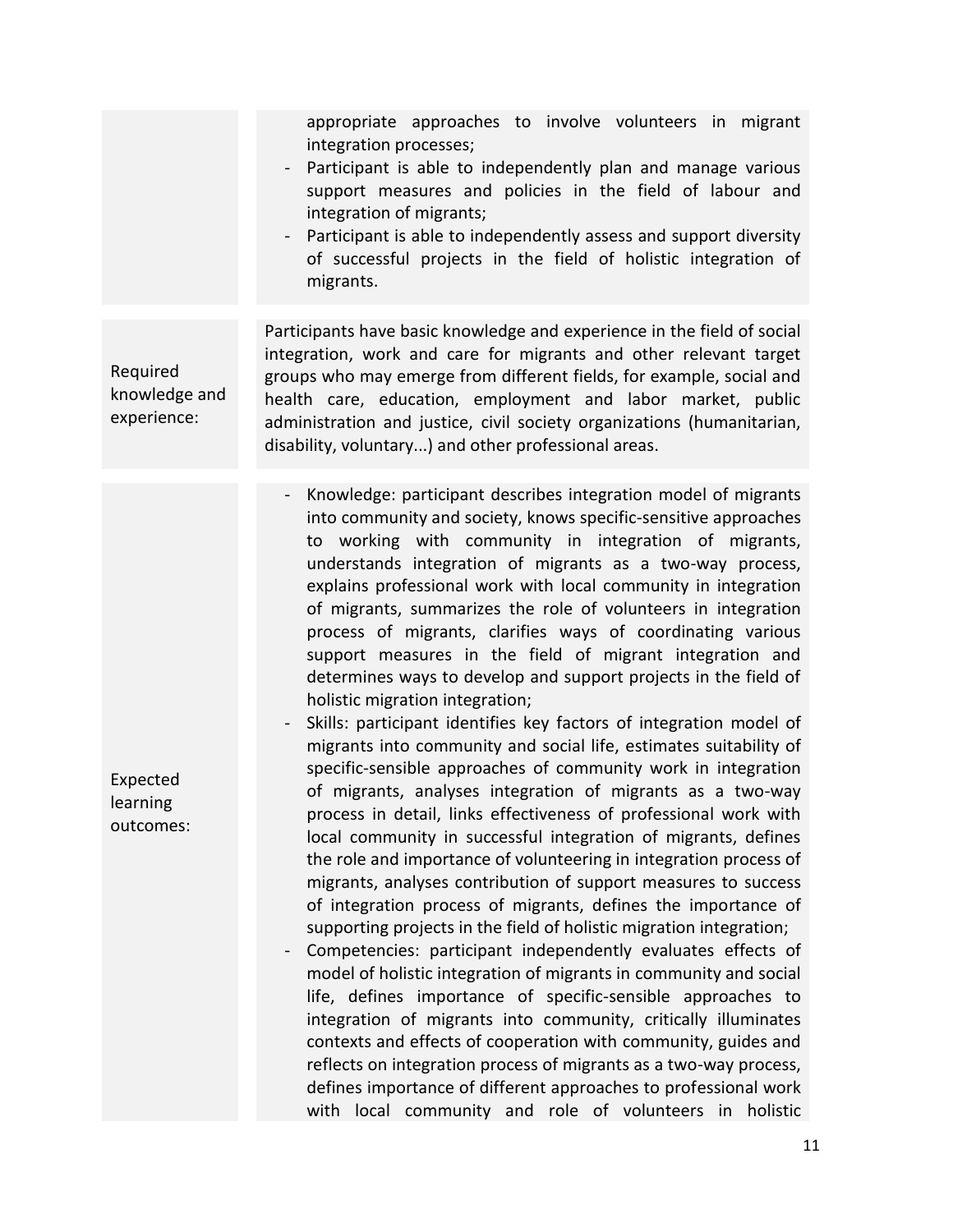| | |
|---|---|
| | appropriate approaches to involve volunteers in migrant integration processes;<br>- Participant is able to independently plan and manage various support measures and policies in the field of labour and integration of migrants;<br>- Participant is able to independently assess and support diversity of successful projects in the field of holistic integration of migrants. |
| Required knowledge and experience: | Participants have basic knowledge and experience in the field of social integration, work and care for migrants and other relevant target groups who may emerge from different fields, for example, social and health care, education, employment and labor market, public administration and justice, civil society organizations (humanitarian, disability, voluntary...) and other professional areas. |
| Expected learning outcomes: | - Knowledge: participant describes integration model of migrants into community and society, knows specific-sensitive approaches to working with community in integration of migrants, understands integration of migrants as a two-way process, explains professional work with local community in integration of migrants, summarizes the role of volunteers in integration process of migrants, clarifies ways of coordinating various support measures in the field of migrant integration and determines ways to develop and support projects in the field of holistic migration integration;<br>- Skills: participant identifies key factors of integration model of migrants into community and social life, estimates suitability of specific-sensible approaches of community work in integration of migrants, analyses integration of migrants as a two-way process in detail, links effectiveness of professional work with local community in successful integration of migrants, defines the role and importance of volunteering in integration process of migrants, analyses contribution of support measures to success of integration process of migrants, defines the importance of supporting projects in the field of holistic migration integration;<br>- Competencies: participant independently evaluates effects of model of holistic integration of migrants in community and social life, defines importance of specific-sensible approaches to integration of migrants into community, critically illuminates contexts and effects of cooperation with community, guides and reflects on integration process of migrants as a two-way process, defines importance of different approaches to professional work with local community and role of volunteers in holistic |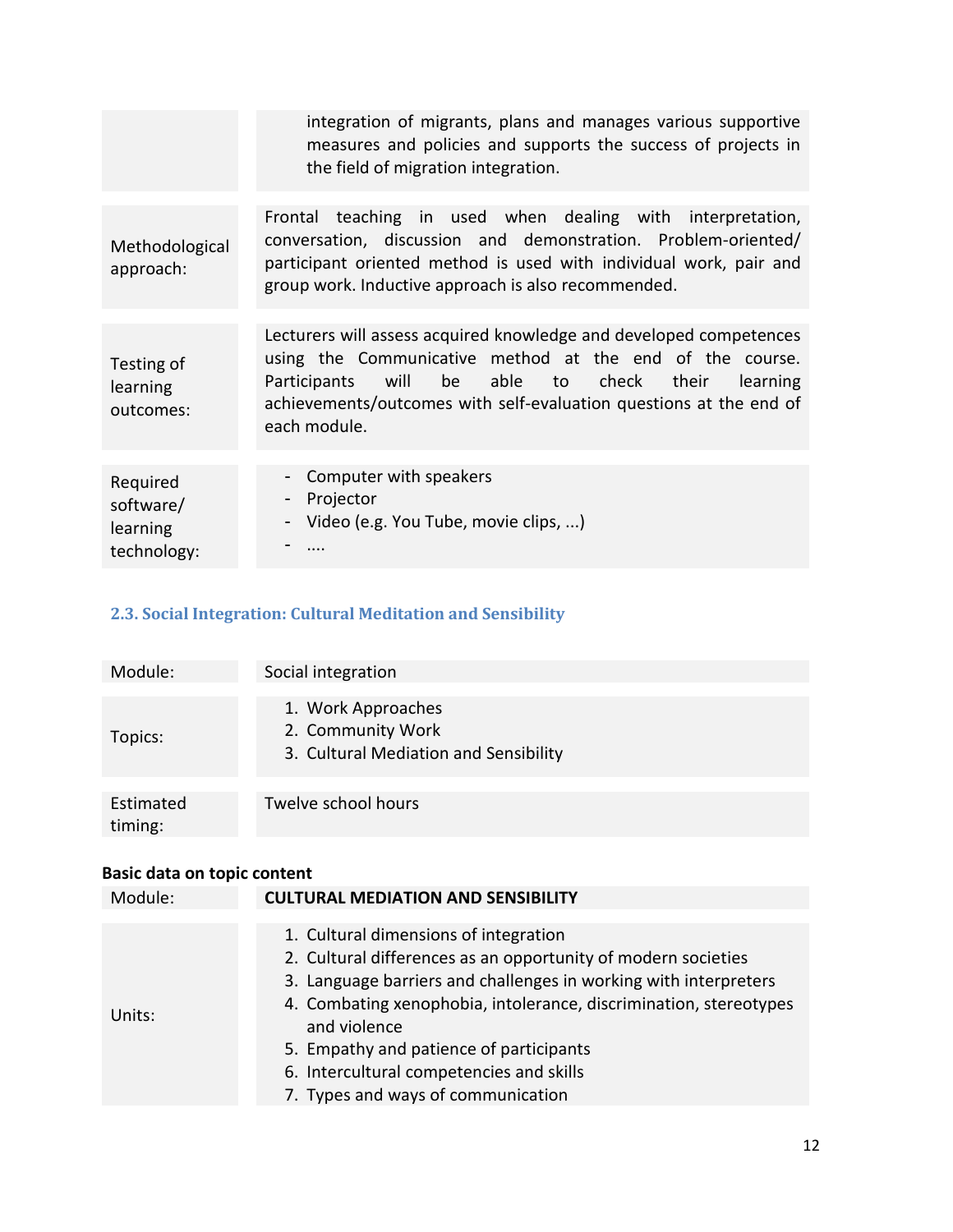| | |
|---|---|
| | integration of migrants, plans and manages various supportive measures and policies and supports the success of projects in the field of migration integration. |
| Methodological approach: | Frontal teaching in used when dealing with interpretation, conversation, discussion and demonstration. Problem-oriented/ participant oriented method is used with individual work, pair and group work. Inductive approach is also recommended. |
| Testing of learning outcomes: | Lecturers will assess acquired knowledge and developed competences using the Communicative method at the end of the course. Participants will be able to check their learning achievements/outcomes with self-evaluation questions at the end of each module. |
| Required software/ learning technology: | - Computer with speakers<br>- Projector<br>- Video (e.g. You Tube, movie clips, ...)<br>- .... |

### 2.3. Social Integration: Cultural Meditation and Sensibility

| | |
|---|---|
| Module: | Social integration |
| Topics: | 1. Work Approaches<br>2. Community Work<br>3. Cultural Mediation and Sensibility |
| Estimated timing: | Twelve school hours |

**Basic data on topic content**

| | |
|---|---|
| Module: | **CULTURAL MEDIATION AND SENSIBILITY** |
| Units: | 1. Cultural dimensions of integration<br>2. Cultural differences as an opportunity of modern societies<br>3. Language barriers and challenges in working with interpreters<br>4. Combating xenophobia, intolerance, discrimination, stereotypes and violence<br>5. Empathy and patience of participants<br>6. Intercultural competencies and skills<br>7. Types and ways of communication |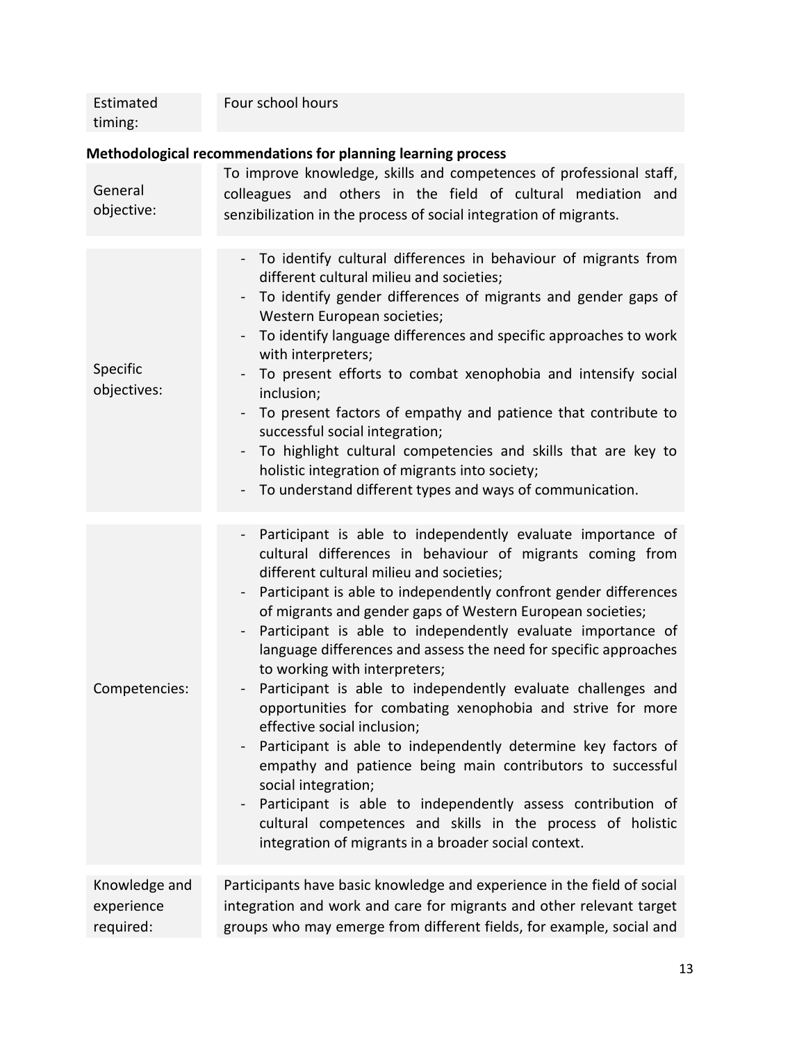| Estimated timing: | Four school hours |
|---|---|

**Methodological recommendations for planning learning process**

| | |
|---|---|
| General objective: | To improve knowledge, skills and competences of professional staff, colleagues and others in the field of cultural mediation and senzibilization in the process of social integration of migrants. |
| Specific objectives: | - To identify cultural differences in behaviour of migrants from different cultural milieu and societies;<br>- To identify gender differences of migrants and gender gaps of Western European societies;<br>- To identify language differences and specific approaches to work with interpreters;<br>- To present efforts to combat xenophobia and intensify social inclusion;<br>- To present factors of empathy and patience that contribute to successful social integration;<br>- To highlight cultural competencies and skills that are key to holistic integration of migrants into society;<br>- To understand different types and ways of communication. |
| Competencies: | - Participant is able to independently evaluate importance of cultural differences in behaviour of migrants coming from different cultural milieu and societies;<br>- Participant is able to independently confront gender differences of migrants and gender gaps of Western European societies;<br>- Participant is able to independently evaluate importance of language differences and assess the need for specific approaches to working with interpreters;<br>- Participant is able to independently evaluate challenges and opportunities for combating xenophobia and strive for more effective social inclusion;<br>- Participant is able to independently determine key factors of empathy and patience being main contributors to successful social integration;<br>- Participant is able to independently assess contribution of cultural competences and skills in the process of holistic integration of migrants in a broader social context. |
| Knowledge and experience required: | Participants have basic knowledge and experience in the field of social integration and work and care for migrants and other relevant target groups who may emerge from different fields, for example, social and |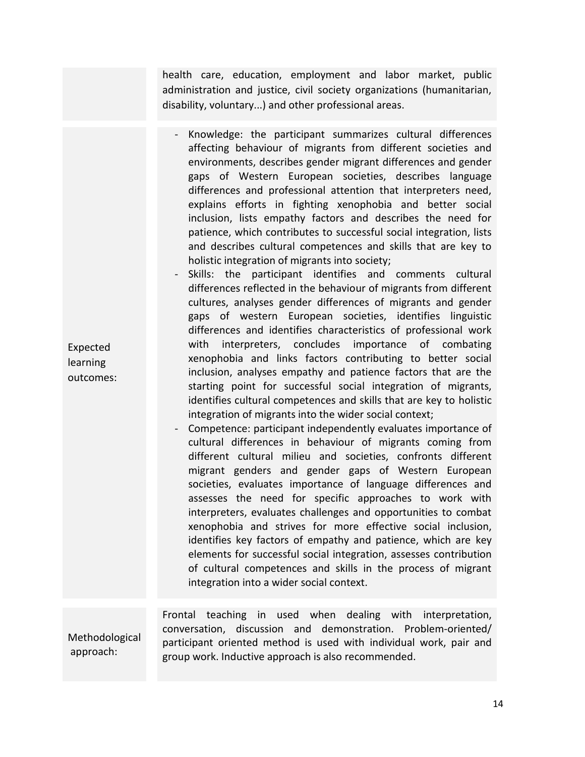| | |
|---|---|
| | health care, education, employment and labor market, public administration and justice, civil society organizations (humanitarian, disability, voluntary...) and other professional areas. |
| Expected learning outcomes: | - Knowledge: the participant summarizes cultural differences affecting behaviour of migrants from different societies and environments, describes gender migrant differences and gender gaps of Western European societies, describes language differences and professional attention that interpreters need, explains efforts in fighting xenophobia and better social inclusion, lists empathy factors and describes the need for patience, which contributes to successful social integration, lists and describes cultural competences and skills that are key to holistic integration of migrants into society;<br>- Skills: the participant identifies and comments cultural differences reflected in the behaviour of migrants from different cultures, analyses gender differences of migrants and gender gaps of western European societies, identifies linguistic differences and identifies characteristics of professional work with interpreters, concludes importance of combating xenophobia and links factors contributing to better social inclusion, analyses empathy and patience factors that are the starting point for successful social integration of migrants, identifies cultural competences and skills that are key to holistic integration of migrants into the wider social context;<br>- Competence: participant independently evaluates importance of cultural differences in behaviour of migrants coming from different cultural milieu and societies, confronts different migrant genders and gender gaps of Western European societies, evaluates importance of language differences and assesses the need for specific approaches to work with interpreters, evaluates challenges and opportunities to combat xenophobia and strives for more effective social inclusion, identifies key factors of empathy and patience, which are key elements for successful social integration, assesses contribution of cultural competences and skills in the process of migrant integration into a wider social context. |
| Methodological approach: | Frontal teaching in used when dealing with interpretation, conversation, discussion and demonstration. Problem-oriented/ participant oriented method is used with individual work, pair and group work. Inductive approach is also recommended. |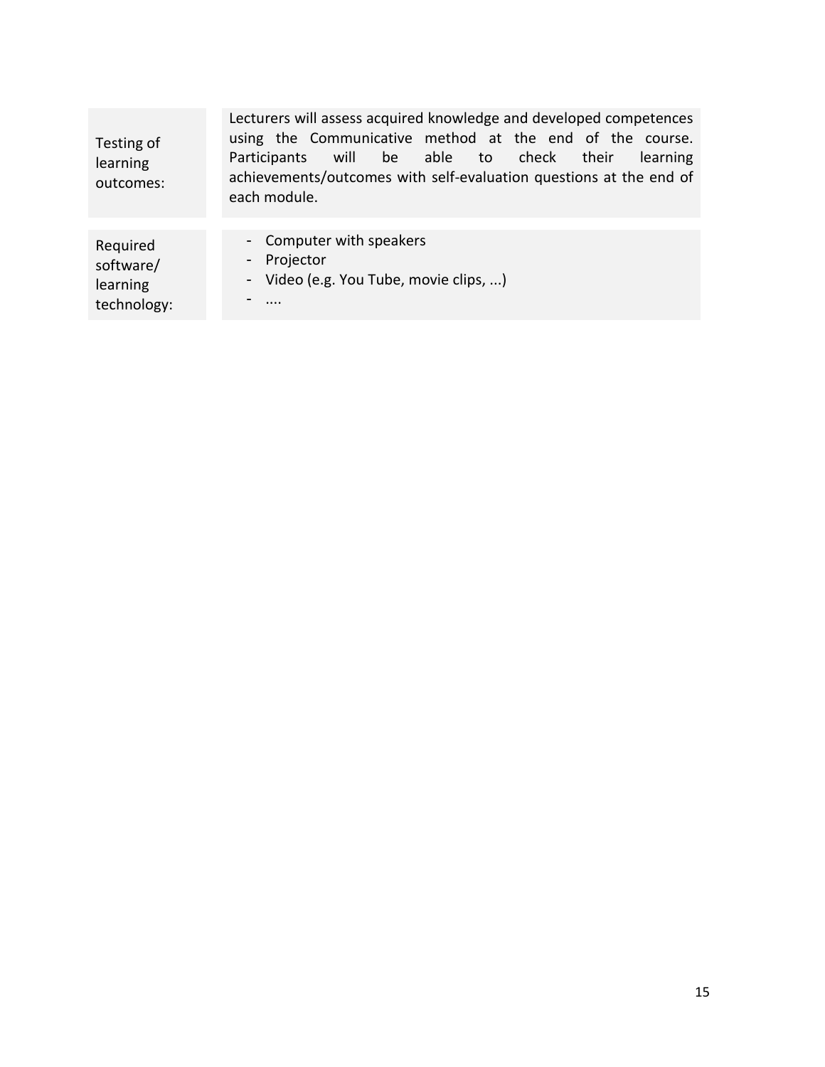| | |
|---|---|
| Testing of learning outcomes: | Lecturers will assess acquired knowledge and developed competences using the Communicative method at the end of the course. Participants will be able to check their learning achievements/outcomes with self-evaluation questions at the end of each module. |
| Required software/ learning technology: | - Computer with speakers<br>- Projector<br>- Video (e.g. You Tube, movie clips, ...)<br>- .... |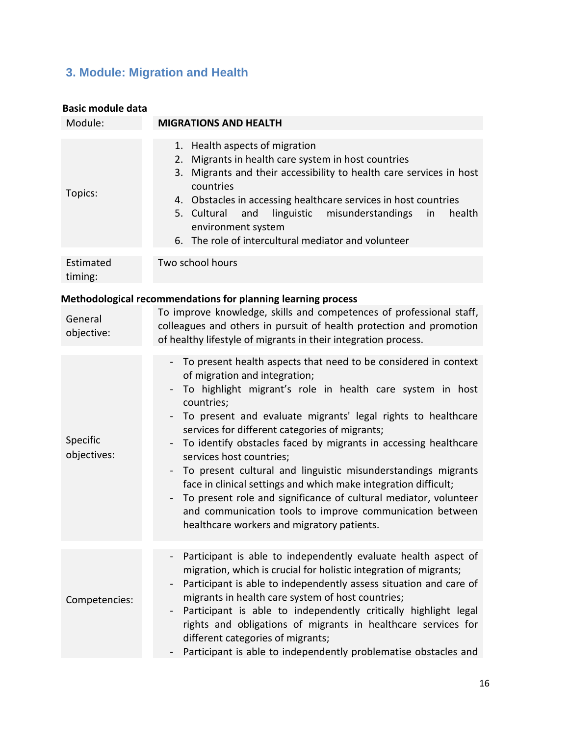## 3. Module: Migration and Health

**Basic module data**

| Module: | **MIGRATIONS AND HEALTH** |
|---|---|
| Topics: | 1. Health aspects of migration<br>2. Migrants in health care system in host countries<br>3. Migrants and their accessibility to health care services in host countries<br>4. Obstacles in accessing healthcare services in host countries<br>5. Cultural and linguistic misunderstandings in health environment system<br>6. The role of intercultural mediator and volunteer |
| Estimated timing: | Two school hours |

**Methodological recommendations for planning learning process**

| | |
|---|---|
| General objective: | To improve knowledge, skills and competences of professional staff, colleagues and others in pursuit of health protection and promotion of healthy lifestyle of migrants in their integration process. |
| Specific objectives: | - To present health aspects that need to be considered in context of migration and integration;<br>- To highlight migrant's role in health care system in host countries;<br>- To present and evaluate migrants' legal rights to healthcare services for different categories of migrants;<br>- To identify obstacles faced by migrants in accessing healthcare services host countries;<br>- To present cultural and linguistic misunderstandings migrants face in clinical settings and which make integration difficult;<br>- To present role and significance of cultural mediator, volunteer and communication tools to improve communication between healthcare workers and migratory patients. |
| Competencies: | - Participant is able to independently evaluate health aspect of migration, which is crucial for holistic integration of migrants;<br>- Participant is able to independently assess situation and care of migrants in health care system of host countries;<br>- Participant is able to independently critically highlight legal rights and obligations of migrants in healthcare services for different categories of migrants;<br>- Participant is able to independently problematise obstacles and |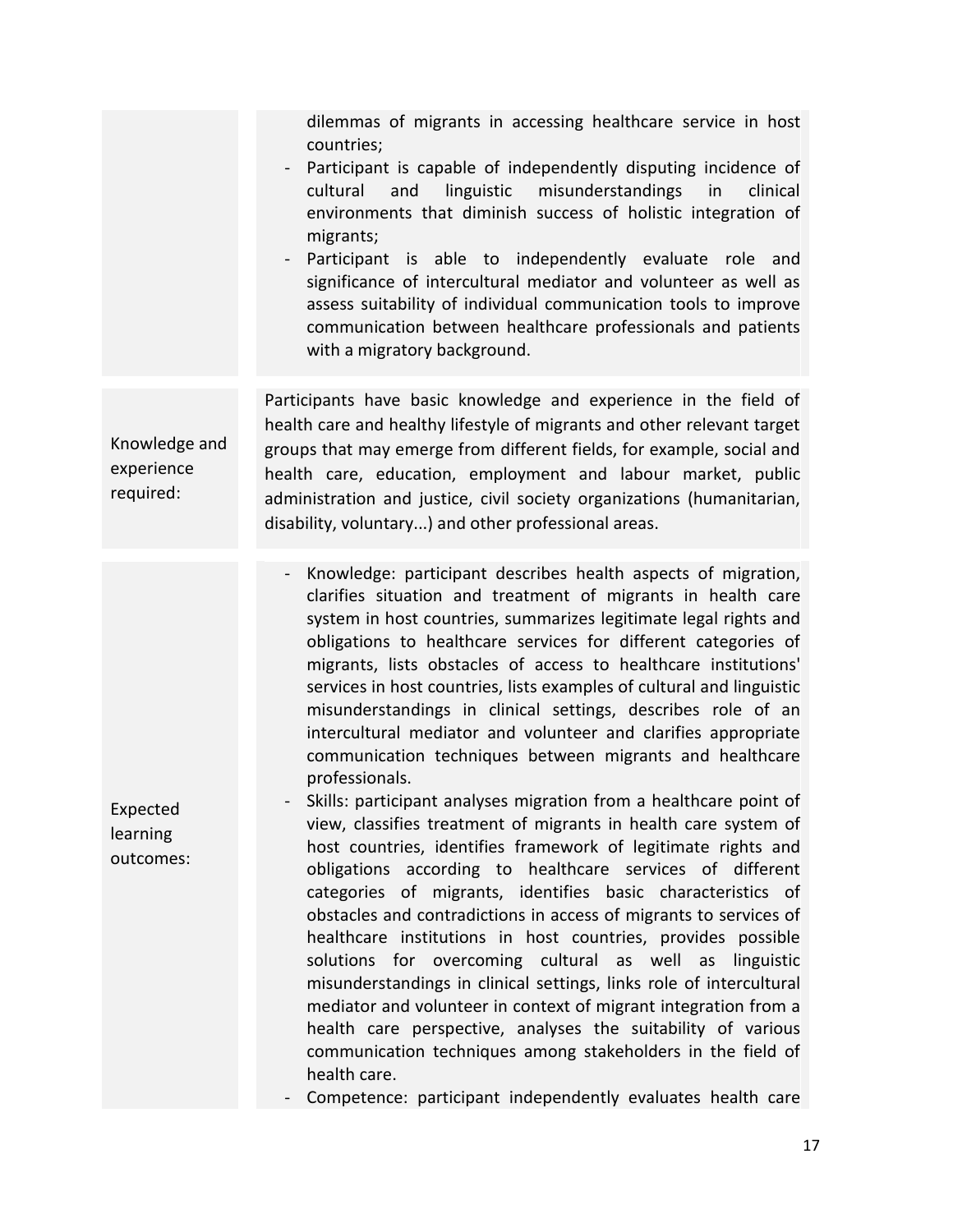| | |
|---|---|
| | - dilemmas of migrants in accessing healthcare service in host countries;<br>- Participant is capable of independently disputing incidence of cultural and linguistic misunderstandings in clinical environments that diminish success of holistic integration of migrants;<br>- Participant is able to independently evaluate role and significance of intercultural mediator and volunteer as well as assess suitability of individual communication tools to improve communication between healthcare professionals and patients with a migratory background. |
| Knowledge and experience required: | Participants have basic knowledge and experience in the field of health care and healthy lifestyle of migrants and other relevant target groups that may emerge from different fields, for example, social and health care, education, employment and labour market, public administration and justice, civil society organizations (humanitarian, disability, voluntary...) and other professional areas. |
| Expected learning outcomes: | - Knowledge: participant describes health aspects of migration, clarifies situation and treatment of migrants in health care system in host countries, summarizes legitimate legal rights and obligations to healthcare services for different categories of migrants, lists obstacles of access to healthcare institutions' services in host countries, lists examples of cultural and linguistic misunderstandings in clinical settings, describes role of an intercultural mediator and volunteer and clarifies appropriate communication techniques between migrants and healthcare professionals.<br>- Skills: participant analyses migration from a healthcare point of view, classifies treatment of migrants in health care system of host countries, identifies framework of legitimate rights and obligations according to healthcare services of different categories of migrants, identifies basic characteristics of obstacles and contradictions in access of migrants to services of healthcare institutions in host countries, provides possible solutions for overcoming cultural as well as linguistic misunderstandings in clinical settings, links role of intercultural mediator and volunteer in context of migrant integration from a health care perspective, analyses the suitability of various communication techniques among stakeholders in the field of health care.<br>- Competence: participant independently evaluates health care |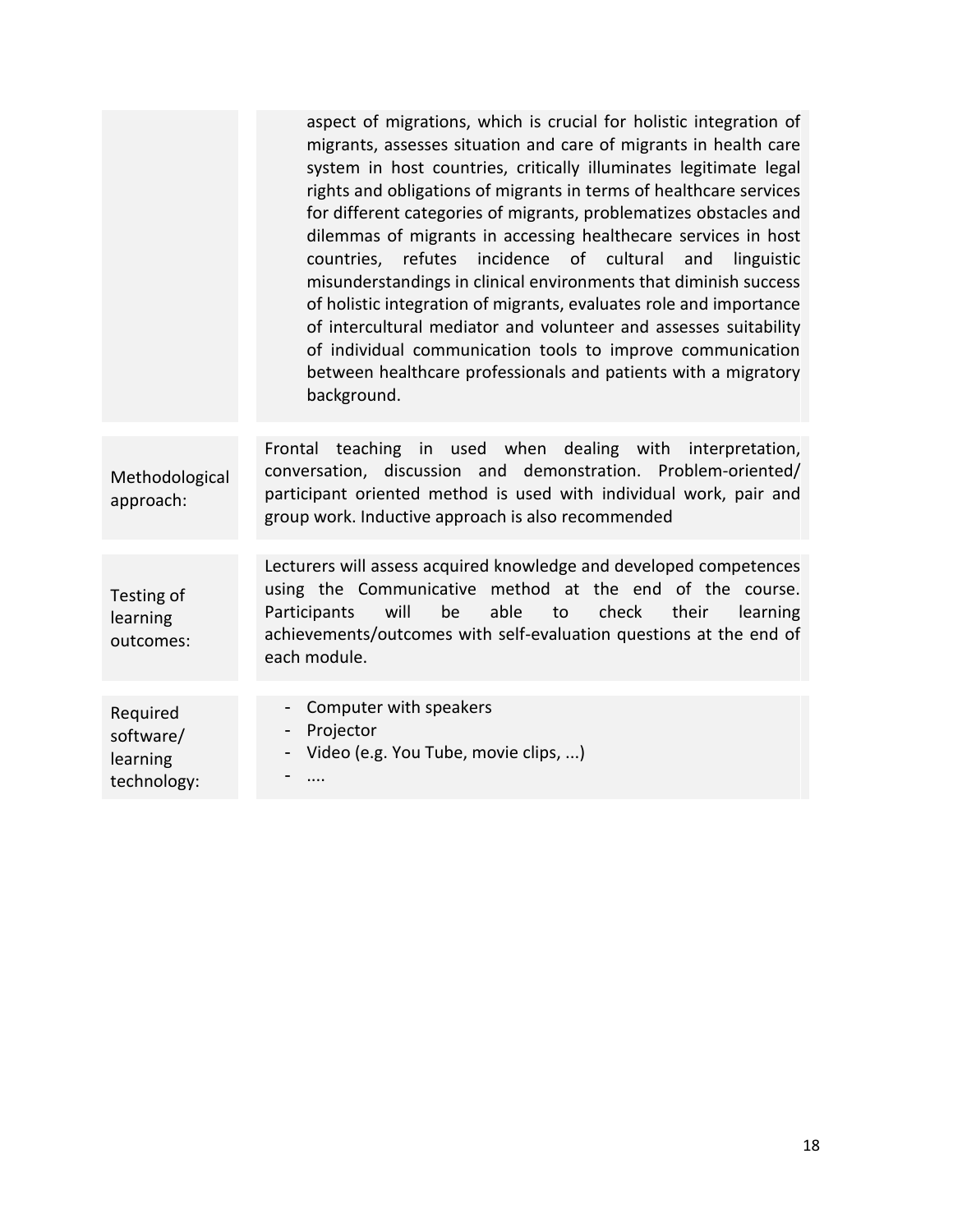| | |
|---|---|
| | aspect of migrations, which is crucial for holistic integration of migrants, assesses situation and care of migrants in health care system in host countries, critically illuminates legitimate legal rights and obligations of migrants in terms of healthcare services for different categories of migrants, problematizes obstacles and dilemmas of migrants in accessing healthecare services in host countries, refutes incidence of cultural and linguistic misunderstandings in clinical environments that diminish success of holistic integration of migrants, evaluates role and importance of intercultural mediator and volunteer and assesses suitability of individual communication tools to improve communication between healthcare professionals and patients with a migratory background. |
| Methodological approach: | Frontal teaching in used when dealing with interpretation, conversation, discussion and demonstration. Problem-oriented/ participant oriented method is used with individual work, pair and group work. Inductive approach is also recommended |
| Testing of learning outcomes: | Lecturers will assess acquired knowledge and developed competences using the Communicative method at the end of the course. Participants will be able to check their learning achievements/outcomes with self-evaluation questions at the end of each module. |
| Required software/ learning technology: | - Computer with speakers<br>- Projector<br>- Video (e.g. You Tube, movie clips, ...)<br>- .... |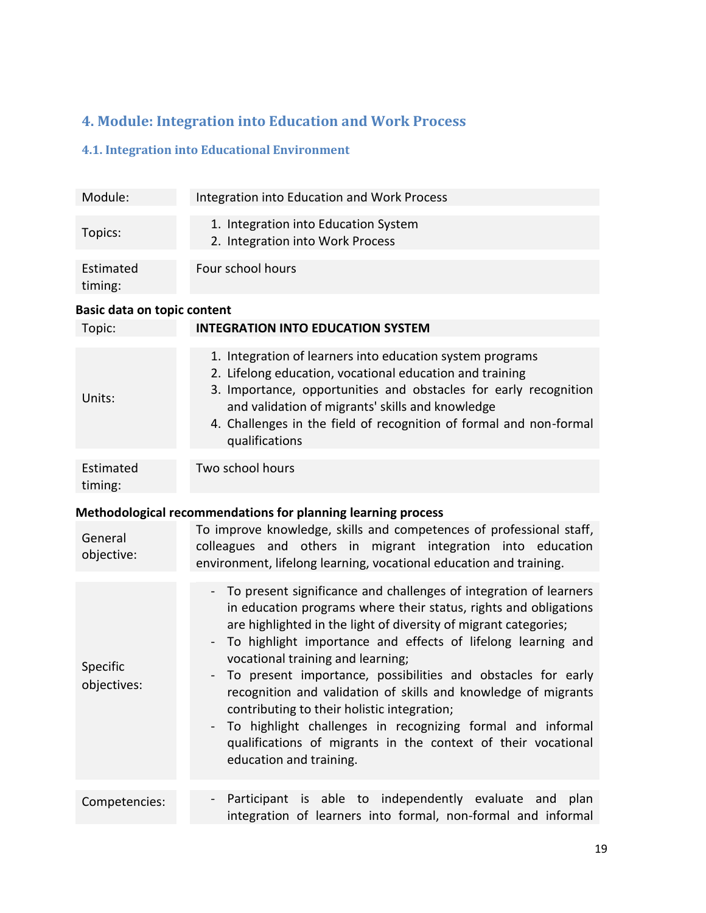## 4. Module: Integration into Education and Work Process

### 4.1. Integration into Educational Environment

| | |
|---|---|
| Module: | Integration into Education and Work Process |
| Topics: | 1. Integration into Education System<br>2. Integration into Work Process |
| Estimated timing: | Four school hours |

**Basic data on topic content**

| | |
|---|---|
| Topic: | **INTEGRATION INTO EDUCATION SYSTEM** |
| Units: | 1. Integration of learners into education system programs<br>2. Lifelong education, vocational education and training<br>3. Importance, opportunities and obstacles for early recognition and validation of migrants' skills and knowledge<br>4. Challenges in the field of recognition of formal and non-formal qualifications |
| Estimated timing: | Two school hours |

**Methodological recommendations for planning learning process**

| | |
|---|---|
| General objective: | To improve knowledge, skills and competences of professional staff, colleagues and others in migrant integration into education environment, lifelong learning, vocational education and training. |
| Specific objectives: | - To present significance and challenges of integration of learners in education programs where their status, rights and obligations are highlighted in the light of diversity of migrant categories;<br>- To highlight importance and effects of lifelong learning and vocational training and learning;<br>- To present importance, possibilities and obstacles for early recognition and validation of skills and knowledge of migrants contributing to their holistic integration;<br>- To highlight challenges in recognizing formal and informal qualifications of migrants in the context of their vocational education and training. |
| Competencies: | - Participant is able to independently evaluate and plan integration of learners into formal, non-formal and informal |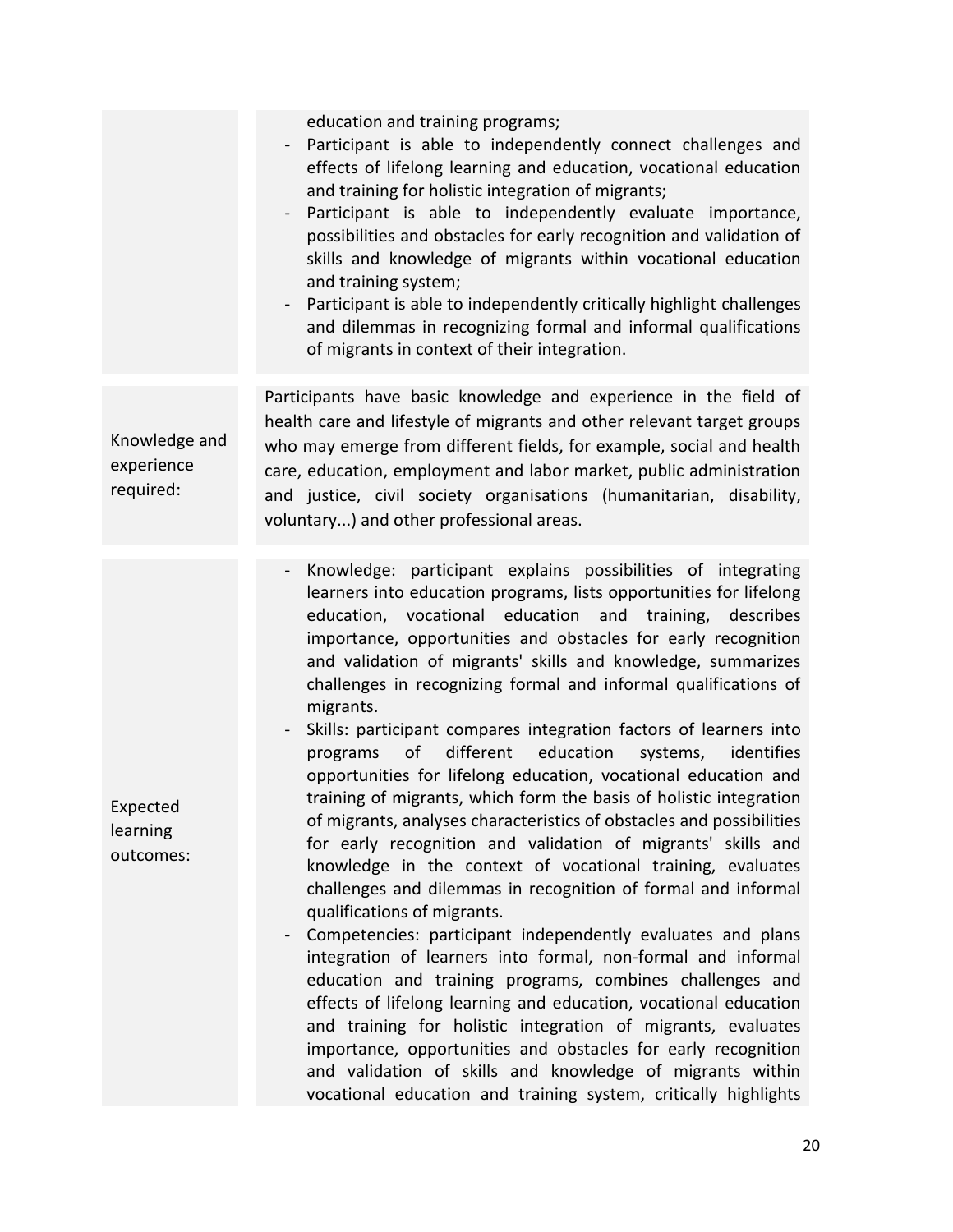| | |
|---|---|
| | education and training programs;<br>- Participant is able to independently connect challenges and effects of lifelong learning and education, vocational education and training for holistic integration of migrants;<br>- Participant is able to independently evaluate importance, possibilities and obstacles for early recognition and validation of skills and knowledge of migrants within vocational education and training system;<br>- Participant is able to independently critically highlight challenges and dilemmas in recognizing formal and informal qualifications of migrants in context of their integration. |
| Knowledge and experience required: | Participants have basic knowledge and experience in the field of health care and lifestyle of migrants and other relevant target groups who may emerge from different fields, for example, social and health care, education, employment and labor market, public administration and justice, civil society organisations (humanitarian, disability, voluntary...) and other professional areas. |
| Expected learning outcomes: | - Knowledge: participant explains possibilities of integrating learners into education programs, lists opportunities for lifelong education, vocational education and training, describes importance, opportunities and obstacles for early recognition and validation of migrants' skills and knowledge, summarizes challenges in recognizing formal and informal qualifications of migrants.<br>- Skills: participant compares integration factors of learners into programs of different education systems, identifies opportunities for lifelong education, vocational education and training of migrants, which form the basis of holistic integration of migrants, analyses characteristics of obstacles and possibilities for early recognition and validation of migrants' skills and knowledge in the context of vocational training, evaluates challenges and dilemmas in recognition of formal and informal qualifications of migrants.<br>- Competencies: participant independently evaluates and plans integration of learners into formal, non-formal and informal education and training programs, combines challenges and effects of lifelong learning and education, vocational education and training for holistic integration of migrants, evaluates importance, opportunities and obstacles for early recognition and validation of skills and knowledge of migrants within vocational education and training system, critically highlights |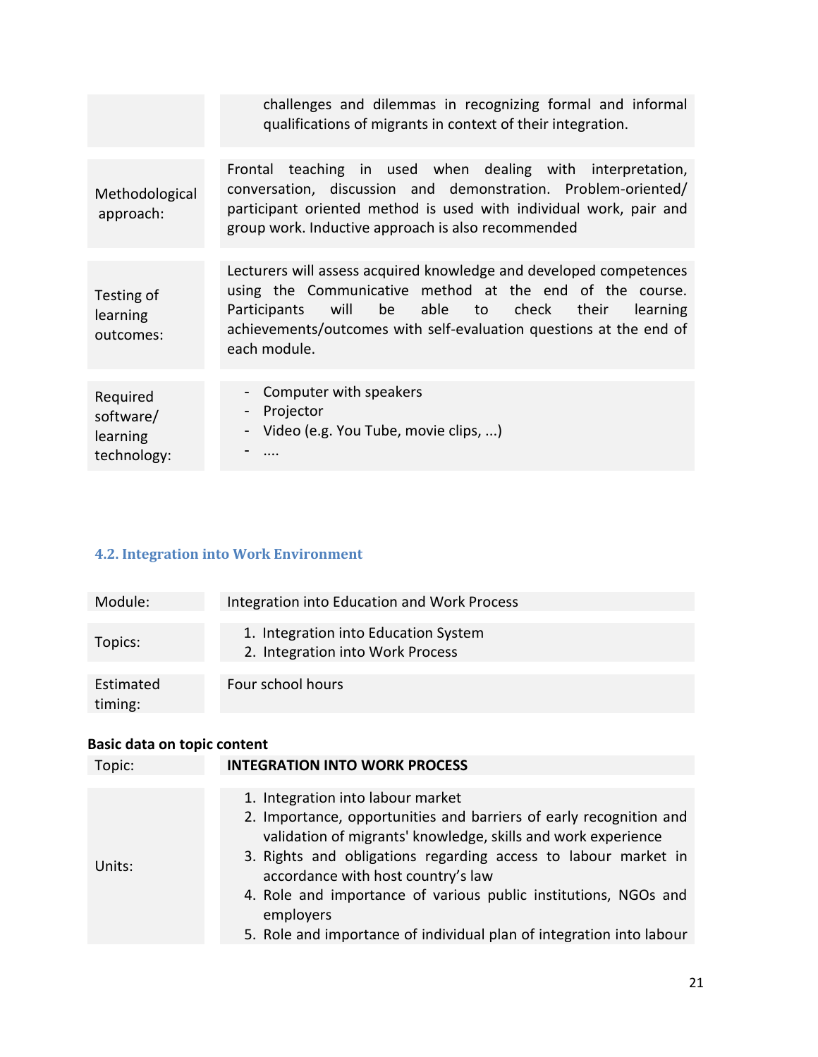| | |
|---|---|
| | challenges and dilemmas in recognizing formal and informal qualifications of migrants in context of their integration. |
| Methodological approach: | Frontal teaching in used when dealing with interpretation, conversation, discussion and demonstration. Problem-oriented/ participant oriented method is used with individual work, pair and group work. Inductive approach is also recommended |
| Testing of learning outcomes: | Lecturers will assess acquired knowledge and developed competences using the Communicative method at the end of the course. Participants will be able to check their learning achievements/outcomes with self-evaluation questions at the end of each module. |
| Required software/ learning technology: | - Computer with speakers<br>- Projector<br>- Video (e.g. You Tube, movie clips, ...)<br>- .... |

### 4.2. Integration into Work Environment

| | |
|---|---|
| Module: | Integration into Education and Work Process |
| Topics: | 1. Integration into Education System<br>2. Integration into Work Process |
| Estimated timing: | Four school hours |

**Basic data on topic content**

| | |
|---|---|
| Topic: | **INTEGRATION INTO WORK PROCESS** |
| Units: | 1. Integration into labour market<br>2. Importance, opportunities and barriers of early recognition and validation of migrants' knowledge, skills and work experience<br>3. Rights and obligations regarding access to labour market in accordance with host country's law<br>4. Role and importance of various public institutions, NGOs and employers<br>5. Role and importance of individual plan of integration into labour |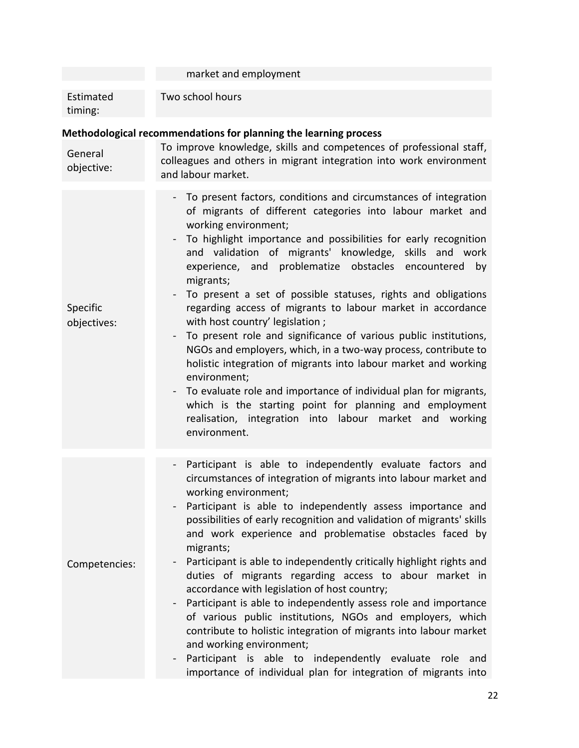| | market and employment |
|---|---|
| Estimated timing: | Two school hours |

**Methodological recommendations for planning the learning process**

| | |
|---|---|
| General objective: | To improve knowledge, skills and competences of professional staff, colleagues and others in migrant integration into work environment and labour market. |
| Specific objectives: | - To present factors, conditions and circumstances of integration of migrants of different categories into labour market and working environment;<br>- To highlight importance and possibilities for early recognition and validation of migrants' knowledge, skills and work experience, and problematize obstacles encountered by migrants;<br>- To present a set of possible statuses, rights and obligations regarding access of migrants to labour market in accordance with host country' legislation ;<br>- To present role and significance of various public institutions, NGOs and employers, which, in a two-way process, contribute to holistic integration of migrants into labour market and working environment;<br>- To evaluate role and importance of individual plan for migrants, which is the starting point for planning and employment realisation, integration into labour market and working environment. |
| Competencies: | - Participant is able to independently evaluate factors and circumstances of integration of migrants into labour market and working environment;<br>- Participant is able to independently assess importance and possibilities of early recognition and validation of migrants' skills and work experience and problematise obstacles faced by migrants;<br>- Participant is able to independently critically highlight rights and duties of migrants regarding access to abour market in accordance with legislation of host country;<br>- Participant is able to independently assess role and importance of various public institutions, NGOs and employers, which contribute to holistic integration of migrants into labour market and working environment;<br>- Participant is able to independently evaluate role and importance of individual plan for integration of migrants into |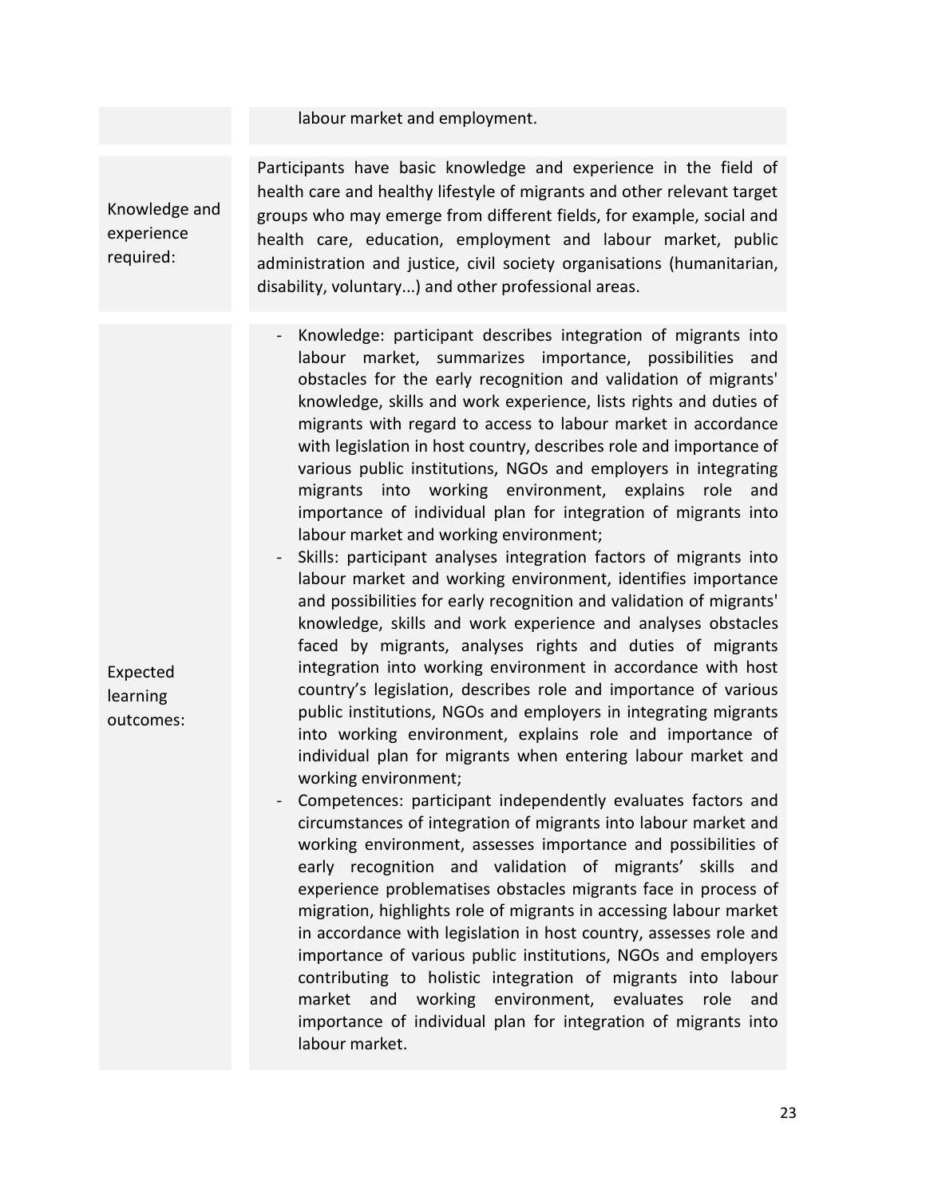| | |
|---|---|
| | labour market and employment. |
| Knowledge and experience required: | Participants have basic knowledge and experience in the field of health care and healthy lifestyle of migrants and other relevant target groups who may emerge from different fields, for example, social and health care, education, employment and labour market, public administration and justice, civil society organisations (humanitarian, disability, voluntary...) and other professional areas. |
| Expected learning outcomes: | - Knowledge: participant describes integration of migrants into labour market, summarizes importance, possibilities and obstacles for the early recognition and validation of migrants' knowledge, skills and work experience, lists rights and duties of migrants with regard to access to labour market in accordance with legislation in host country, describes role and importance of various public institutions, NGOs and employers in integrating migrants into working environment, explains role and importance of individual plan for integration of migrants into labour market and working environment;<br>- Skills: participant analyses integration factors of migrants into labour market and working environment, identifies importance and possibilities for early recognition and validation of migrants' knowledge, skills and work experience and analyses obstacles faced by migrants, analyses rights and duties of migrants integration into working environment in accordance with host country's legislation, describes role and importance of various public institutions, NGOs and employers in integrating migrants into working environment, explains role and importance of individual plan for migrants when entering labour market and working environment;<br>- Competences: participant independently evaluates factors and circumstances of integration of migrants into labour market and working environment, assesses importance and possibilities of early recognition and validation of migrants' skills and experience problematises obstacles migrants face in process of migration, highlights role of migrants in accessing labour market in accordance with legislation in host country, assesses role and importance of various public institutions, NGOs and employers contributing to holistic integration of migrants into labour market and working environment, evaluates role and importance of individual plan for integration of migrants into labour market. |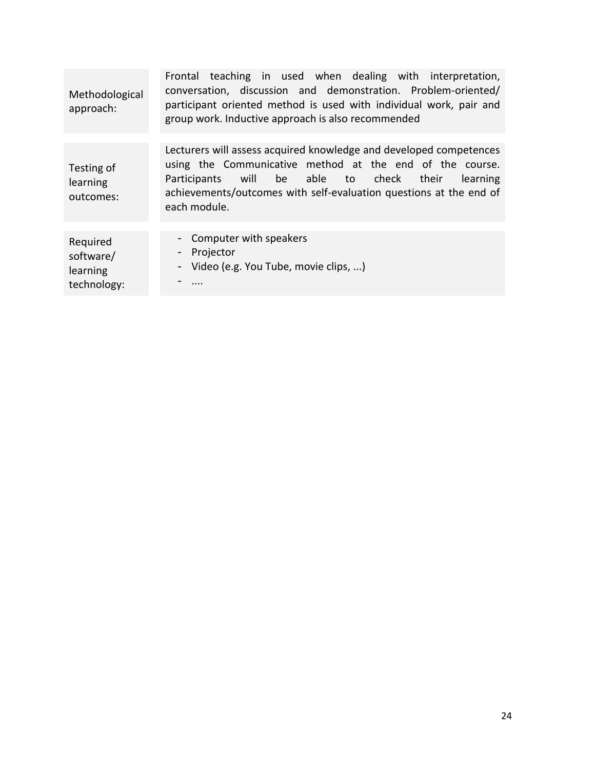| | |
|---|---|
| Methodological approach: | Frontal teaching in used when dealing with interpretation, conversation, discussion and demonstration. Problem-oriented/ participant oriented method is used with individual work, pair and group work. Inductive approach is also recommended |
| Testing of learning outcomes: | Lecturers will assess acquired knowledge and developed competences using the Communicative method at the end of the course. Participants will be able to check their learning achievements/outcomes with self-evaluation questions at the end of each module. |
| Required software/ learning technology: | - Computer with speakers<br>- Projector<br>- Video (e.g. You Tube, movie clips, ...)<br>- .... |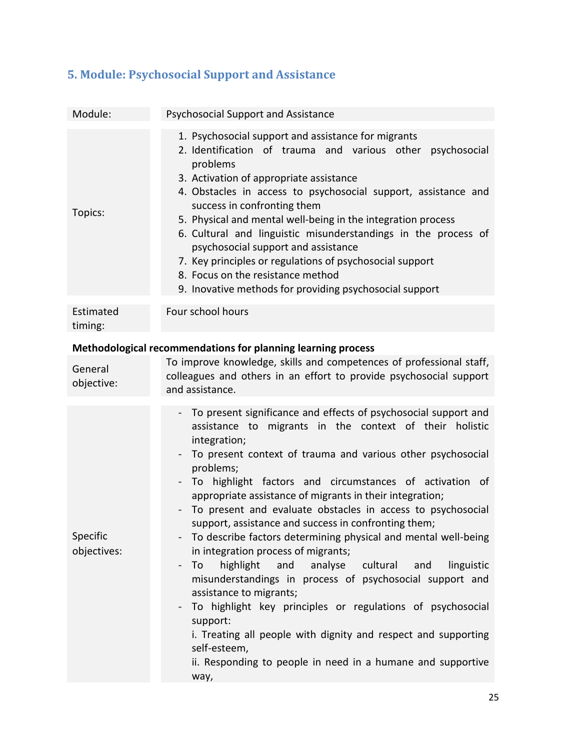## 5. Module: Psychosocial Support and Assistance

| Module: | Psychosocial Support and Assistance |
|---|---|
| Topics: | 1. Psychosocial support and assistance for migrants<br>2. Identification of trauma and various other psychosocial problems<br>3. Activation of appropriate assistance<br>4. Obstacles in access to psychosocial support, assistance and success in confronting them<br>5. Physical and mental well-being in the integration process<br>6. Cultural and linguistic misunderstandings in the process of psychosocial support and assistance<br>7. Key principles or regulations of psychosocial support<br>8. Focus on the resistance method<br>9. Inovative methods for providing psychosocial support |
| Estimated timing: | Four school hours |

**Methodological recommendations for planning learning process**

| | |
|---|---|
| General objective: | To improve knowledge, skills and competences of professional staff, colleagues and others in an effort to provide psychosocial support and assistance. |
| Specific objectives: | - To present significance and effects of psychosocial support and assistance to migrants in the context of their holistic integration;<br>- To present context of trauma and various other psychosocial problems;<br>- To highlight factors and circumstances of activation of appropriate assistance of migrants in their integration;<br>- To present and evaluate obstacles in access to psychosocial support, assistance and success in confronting them;<br>- To describe factors determining physical and mental well-being in integration process of migrants;<br>- To highlight and analyse cultural and linguistic misunderstandings in process of psychosocial support and assistance to migrants;<br>- To highlight key principles or regulations of psychosocial support:<br>i. Treating all people with dignity and respect and supporting self-esteem,<br>ii. Responding to people in need in a humane and supportive way, |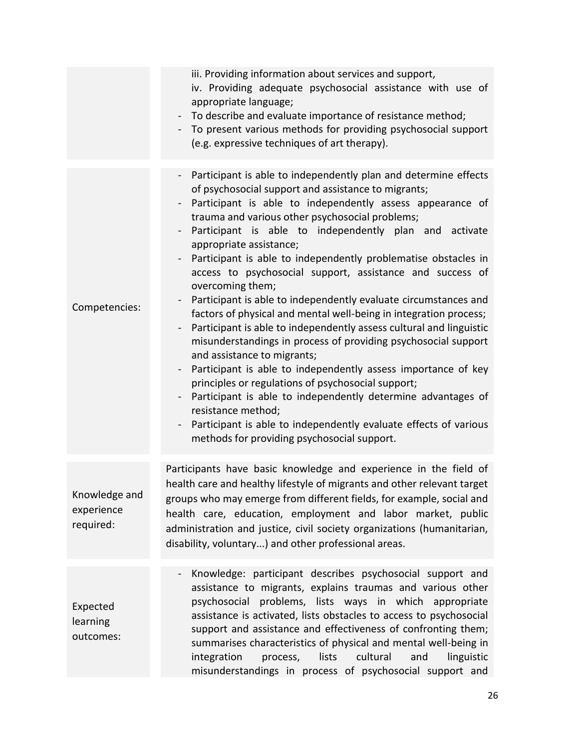| | |
|---|---|
| | iii. Providing information about services and support,<br>iv. Providing adequate psychosocial assistance with use of appropriate language;<br>- To describe and evaluate importance of resistance method;<br>- To present various methods for providing psychosocial support (e.g. expressive techniques of art therapy). |
| Competencies: | - Participant is able to independently plan and determine effects of psychosocial support and assistance to migrants;<br>- Participant is able to independently assess appearance of trauma and various other psychosocial problems;<br>- Participant is able to independently plan and activate appropriate assistance;<br>- Participant is able to independently problematise obstacles in access to psychosocial support, assistance and success of overcoming them;<br>- Participant is able to independently evaluate circumstances and factors of physical and mental well-being in integration process;<br>- Participant is able to independently assess cultural and linguistic misunderstandings in process of providing psychosocial support and assistance to migrants;<br>- Participant is able to independently assess importance of key principles or regulations of psychosocial support;<br>- Participant is able to independently determine advantages of resistance method;<br>- Participant is able to independently evaluate effects of various methods for providing psychosocial support. |
| Knowledge and experience required: | Participants have basic knowledge and experience in the field of health care and healthy lifestyle of migrants and other relevant target groups who may emerge from different fields, for example, social and health care, education, employment and labor market, public administration and justice, civil society organizations (humanitarian, disability, voluntary...) and other professional areas. |
| Expected learning outcomes: | - Knowledge: participant describes psychosocial support and assistance to migrants, explains traumas and various other psychosocial problems, lists ways in which appropriate assistance is activated, lists obstacles to access to psychosocial support and assistance and effectiveness of confronting them; summarises characteristics of physical and mental well-being in integration process, lists cultural and linguistic misunderstandings in process of psychosocial support and |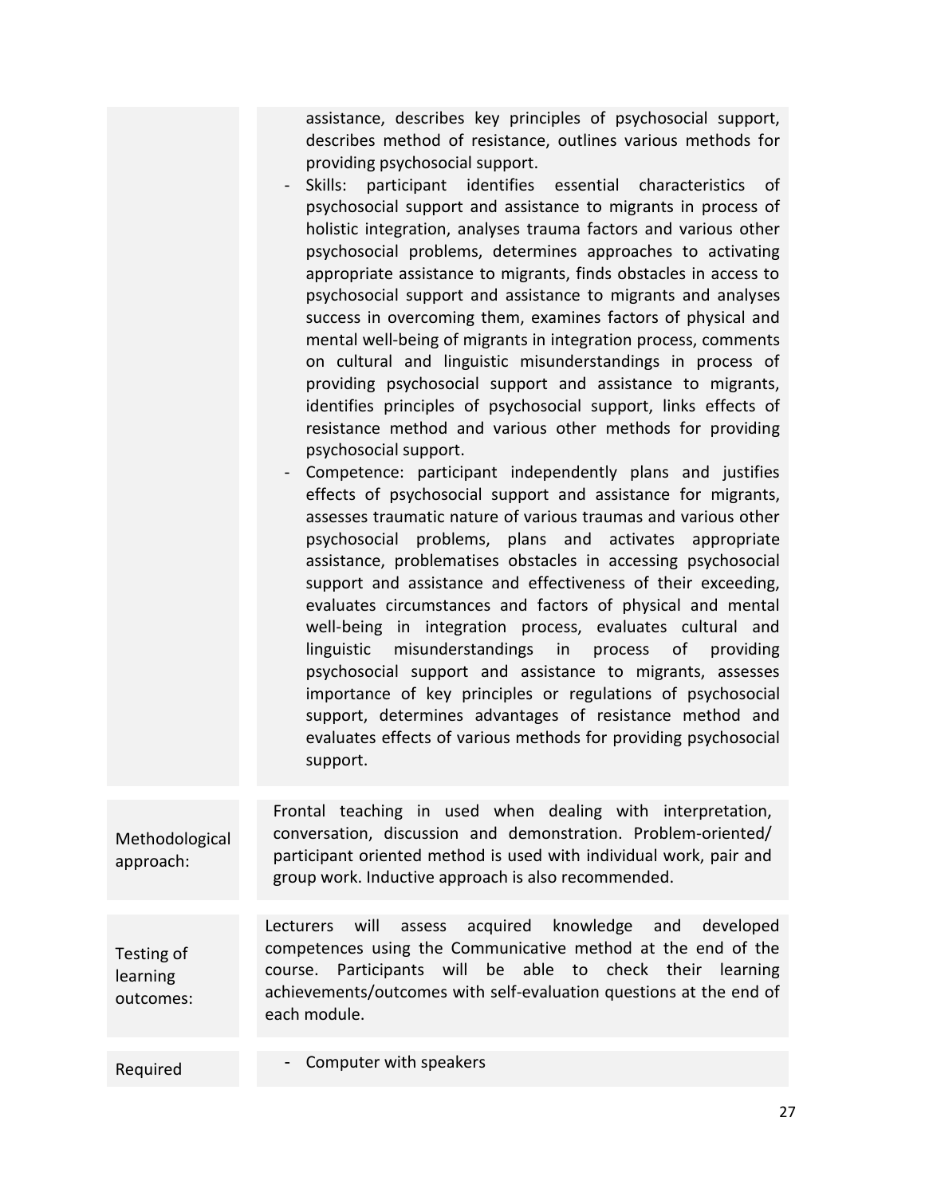| | |
|---|---|
| | assistance, describes key principles of psychosocial support, describes method of resistance, outlines various methods for providing psychosocial support.<br>- Skills: participant identifies essential characteristics of psychosocial support and assistance to migrants in process of holistic integration, analyses trauma factors and various other psychosocial problems, determines approaches to activating appropriate assistance to migrants, finds obstacles in access to psychosocial support and assistance to migrants and analyses success in overcoming them, examines factors of physical and mental well-being of migrants in integration process, comments on cultural and linguistic misunderstandings in process of providing psychosocial support and assistance to migrants, identifies principles of psychosocial support, links effects of resistance method and various other methods for providing psychosocial support.<br>- Competence: participant independently plans and justifies effects of psychosocial support and assistance for migrants, assesses traumatic nature of various traumas and various other psychosocial problems, plans and activates appropriate assistance, problematises obstacles in accessing psychosocial support and assistance and effectiveness of their exceeding, evaluates circumstances and factors of physical and mental well-being in integration process, evaluates cultural and linguistic misunderstandings in process of providing psychosocial support and assistance to migrants, assesses importance of key principles or regulations of psychosocial support, determines advantages of resistance method and evaluates effects of various methods for providing psychosocial support. |
| Methodological approach: | Frontal teaching in used when dealing with interpretation, conversation, discussion and demonstration. Problem-oriented/ participant oriented method is used with individual work, pair and group work. Inductive approach is also recommended. |
| Testing of learning outcomes: | Lecturers will assess acquired knowledge and developed competences using the Communicative method at the end of the course. Participants will be able to check their learning achievements/outcomes with self-evaluation questions at the end of each module. |
| Required | - Computer with speakers |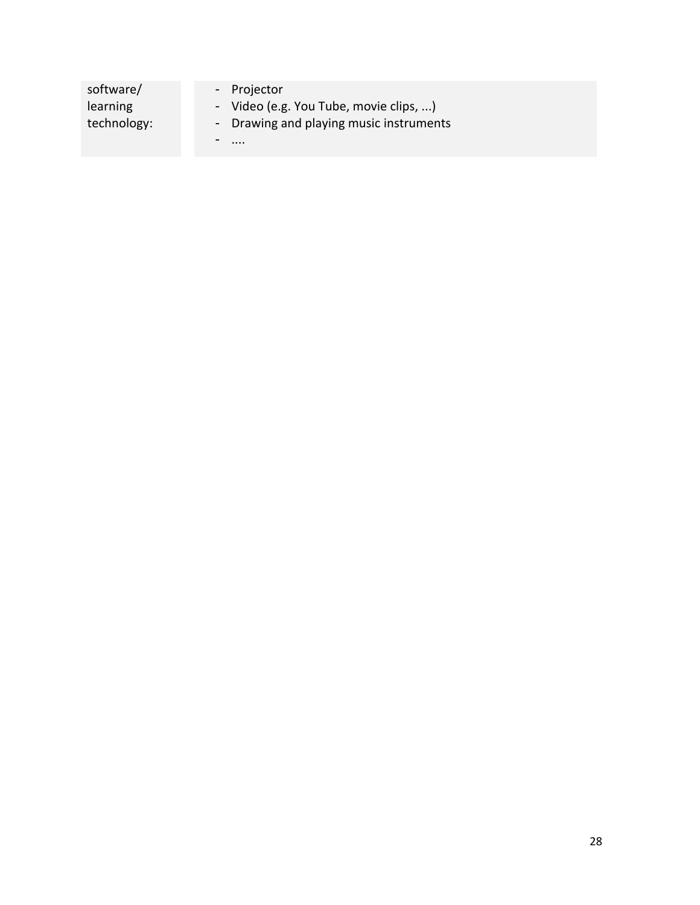| | |
|---|---|
| software/ learning technology: | - Projector<br>- Video (e.g. You Tube, movie clips, ...)<br>- Drawing and playing music instruments<br>- .... |